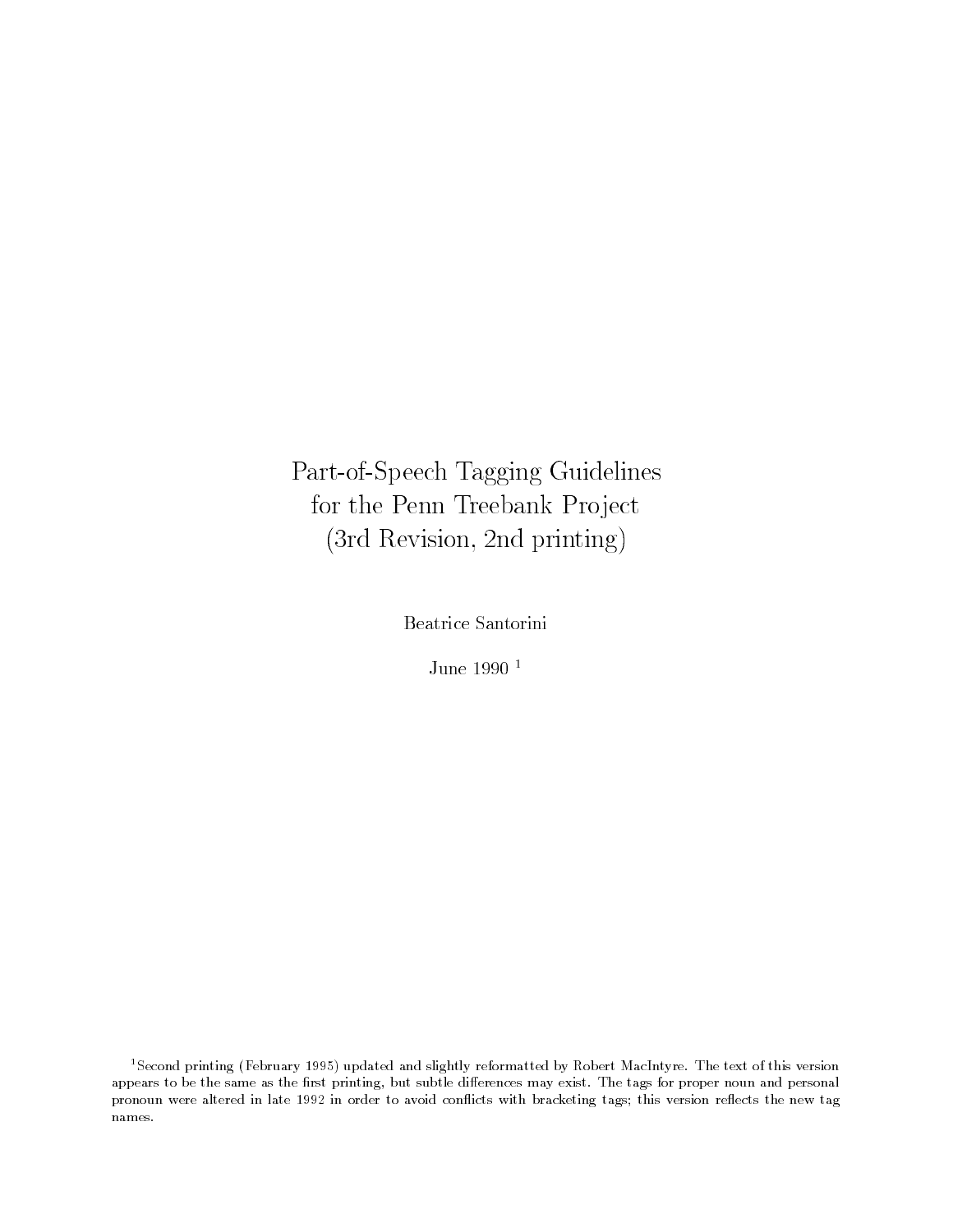# Part-of-Speech Tagging Guidelines for the Penn Treebank Project (3rd Revision, 2nd printing)

Beatrice Santorini

June 1990 [1]

[1] Second printing (February 1995) updated and slightly reformatted by Robert MacIntyre. The text of this version appears to be the same as the first printing, but subtle differences may exist. The tags for proper noun and personal pronoun were altered in late 1992 in order to avoid conflicts with bracketing tags; this version reflects the new tag names.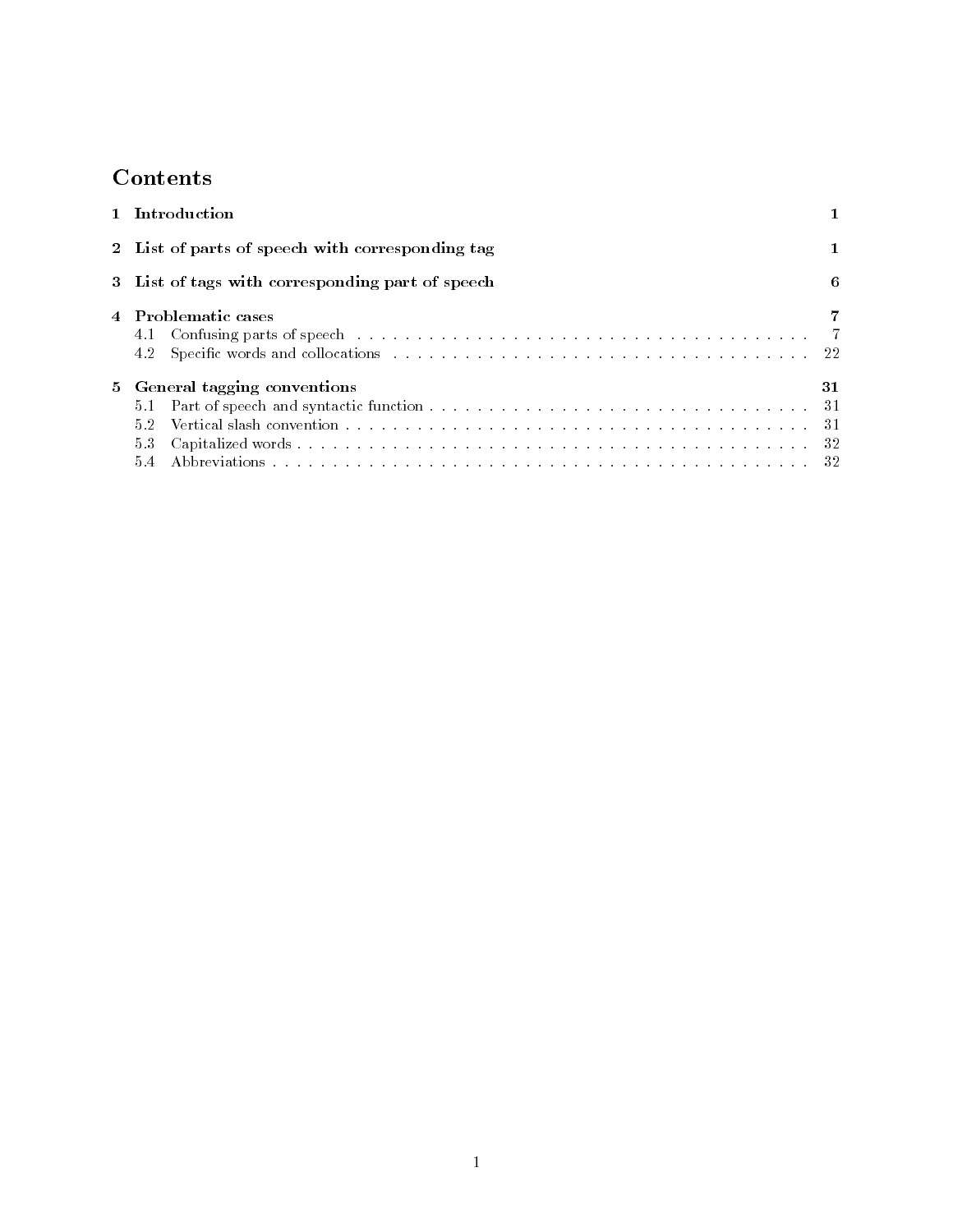# Contents

| | | |
|---|---|---|
| **1** | **Introduction** | **1** |
| **2** | **List of parts of speech with corresponding tag** | **1** |
| **3** | **List of tags with corresponding part of speech** | **6** |
| **4** | **Problematic cases** | **7** |
| 4.1 | Confusing parts of speech | 7 |
| 4.2 | Specific words and collocations | 22 |
| **5** | **General tagging conventions** | **31** |
| 5.1 | Part of speech and syntactic function | 31 |
| 5.2 | Vertical slash convention | 31 |
| 5.3 | Capitalized words | 32 |
| 5.4 | Abbreviations | 32 |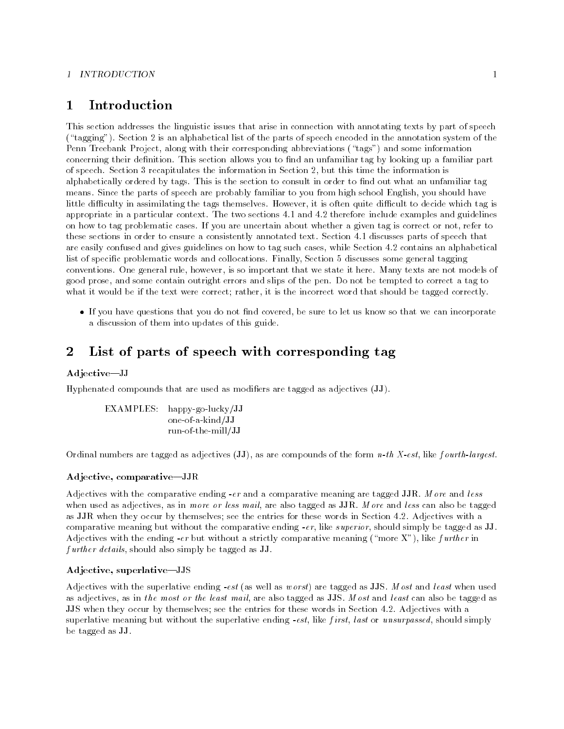# 1 Introduction

This section addresses the linguistic issues that arise in connection with annotating texts by part of speech ("tagging"). Section 2 is an alphabetical list of the parts of speech encoded in the annotation system of the Penn Treebank Project, along with their corresponding abbreviations ("tags") and some information concerning their definition. This section allows you to find an unfamiliar tag by looking up a familiar part of speech. Section 3 recapitulates the information in Section 2, but this time the information is alphabetically ordered by tags. This is the section to consult in order to find out what an unfamiliar tag means. Since the parts of speech are probably familiar to you from high school English, you should have little difficulty in assimilating the tags themselves. However, it is often quite difficult to decide which tag is appropriate in a particular context. The two sections 4.1 and 4.2 therefore include examples and guidelines on how to tag problematic cases. If you are uncertain about whether a given tag is correct or not, refer to these sections in order to ensure a consistently annotated text. Section 4.1 discusses parts of speech that are easily confused and gives guidelines on how to tag such cases, while Section 4.2 contains an alphabetical list of specific problematic words and collocations. Finally, Section 5 discusses some general tagging conventions. One general rule, however, is so important that we state it here. Many texts are not models of good prose, and some contain outright errors and slips of the pen. Do not be tempted to correct a tag to what it would be if the text were correct; rather, it is the incorrect word that should be tagged correctly.

- If you have questions that you do not find covered, be sure to let us know so that we can incorporate a discussion of them into updates of this guide.

# 2 List of parts of speech with corresponding tag

### Adjective—JJ

Hyphenated compounds that are used as modifiers are tagged as adjectives (**JJ**).

EXAMPLES: happy-go-lucky/**JJ**
one-of-a-kind/**JJ**
run-of-the-mill/**JJ**

Ordinal numbers are tagged as adjectives (**JJ**), as are compounds of the form *n-th X-est*, like *fourth-largest*.

### Adjective, comparative—JJR

Adjectives with the comparative ending *-er* and a comparative meaning are tagged **JJR**. *More* and *less* when used as adjectives, as in *more or less mail*, are also tagged as **JJR**. *More* and *less* can also be tagged as **JJR** when they occur by themselves; see the entries for these words in Section 4.2. Adjectives with a comparative meaning but without the comparative ending *-er*, like *superior*, should simply be tagged as **JJ**. Adjectives with the ending *-er* but without a strictly comparative meaning ("more X"), like *further* in *further details*, should also simply be tagged as **JJ**.

### Adjective, superlative—JJS

Adjectives with the superlative ending *-est* (as well as *worst*) are tagged as **JJS**. *Most* and *least* when used as adjectives, as in *the most or the least mail*, are also tagged as **JJS**. *Most* and *least* can also be tagged as **JJS** when they occur by themselves; see the entries for these words in Section 4.2. Adjectives with a superlative meaning but without the superlative ending *-est*, like *first*, *last* or *unsurpassed*, should simply be tagged as **JJ**.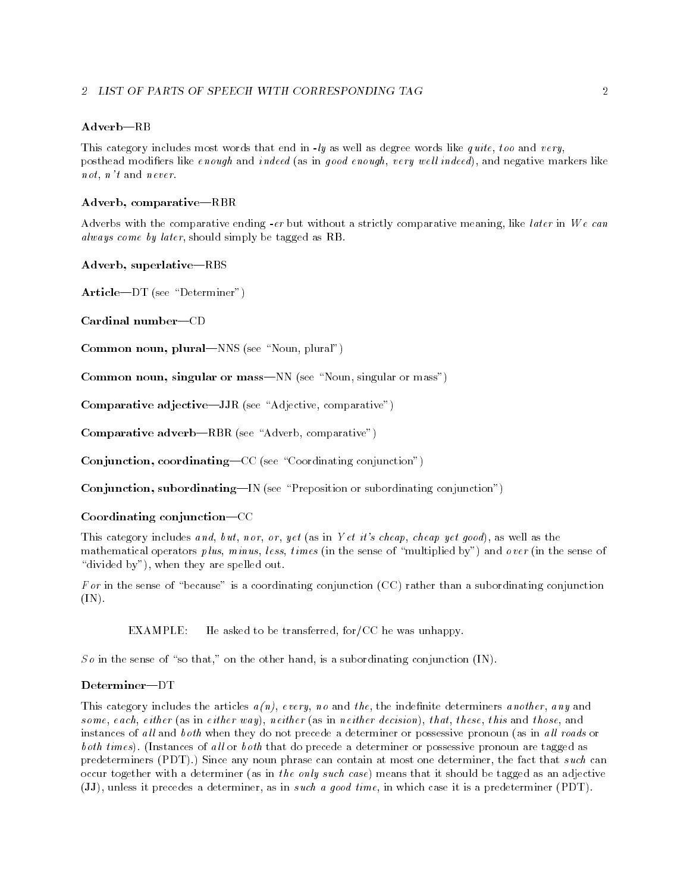**Adverb—RB**

This category includes most words that end in *-ly* as well as degree words like *quite*, *too* and *very*, posthead modifiers like *enough* and *indeed* (as in *good enough*, *very well indeed*), and negative markers like *not*, *n't* and *never*.

**Adverb, comparative—RBR**

Adverbs with the comparative ending *-er* but without a strictly comparative meaning, like *later* in *We can always come by later*, should simply be tagged as RB.

**Adverb, superlative—RBS**

**Article**—DT (see "Determiner")

**Cardinal number**—CD

**Common noun, plural**—NNS (see "Noun, plural")

**Common noun, singular or mass**—NN (see "Noun, singular or mass")

**Comparative adjective**—JJR (see "Adjective, comparative")

**Comparative adverb**—RBR (see "Adverb, comparative")

**Conjunction, coordinating**—CC (see "Coordinating conjunction")

**Conjunction, subordinating**—IN (see "Preposition or subordinating conjunction")

**Coordinating conjunction—CC**

This category includes *and*, *but*, *nor*, *or*, *yet* (as in *Yet it's cheap*, *cheap yet good*), as well as the mathematical operators *plus*, *minus*, *less*, *times* (in the sense of "multiplied by") and *over* (in the sense of "divided by"), when they are spelled out.

*For* in the sense of "because" is a coordinating conjunction (CC) rather than a subordinating conjunction (IN).

EXAMPLE: He asked to be transferred, for/CC he was unhappy.

*So* in the sense of "so that," on the other hand, is a subordinating conjunction (IN).

**Determiner—DT**

This category includes the articles *a(n)*, *every*, *no* and *the*, the indefinite determiners *another*, *any* and *some*, *each*, *either* (as in *either way*), *neither* (as in *neither decision*), *that*, *these*, *this* and *those*, and instances of *all* and *both* when they do not precede a determiner or possessive pronoun (as in *all roads* or *both times*). (Instances of *all* or *both* that do precede a determiner or possessive pronoun are tagged as predeterminers (PDT).) Since any noun phrase can contain at most one determiner, the fact that *such* can occur together with a determiner (as in *the only such case*) means that it should be tagged as an adjective (JJ), unless it precedes a determiner, as in *such a good time*, in which case it is a predeterminer (PDT).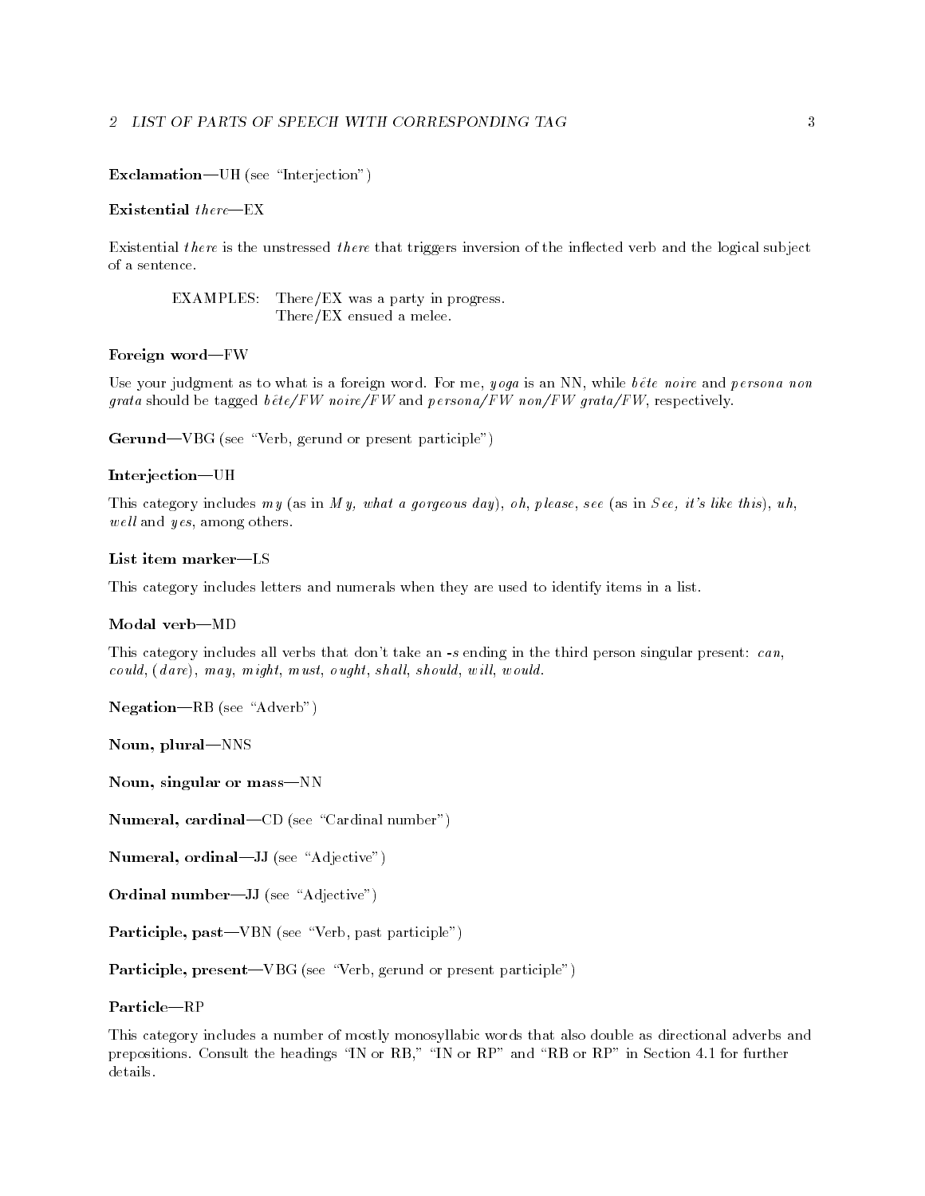**Exclamation—UH** (see "Interjection")

**Existential *there*—EX**

Existential *there* is the unstressed *there* that triggers inversion of the inflected verb and the logical subject of a sentence.

EXAMPLES: There/EX was a party in progress.
There/EX ensued a melee.

**Foreign word—FW**

Use your judgment as to what is a foreign word. For me, *yoga* is an NN, while *bête noire* and *persona non grata* should be tagged *bête/FW noire/FW* and *persona/FW non/FW grata/FW*, respectively.

**Gerund—VBG** (see "Verb, gerund or present participle")

**Interjection—UH**

This category includes *my* (as in *My, what a gorgeous day*), *oh*, *please*, *see* (as in *See, it's like this*), *uh*, *well* and *yes*, among others.

**List item marker—LS**

This category includes letters and numerals when they are used to identify items in a list.

**Modal verb—MD**

This category includes all verbs that don't take an *-s* ending in the third person singular present: *can*, *could*, (*dare*), *may*, *might*, *must*, *ought*, *shall*, *should*, *will*, *would*.

**Negation—RB** (see "Adverb")

**Noun, plural—NNS**

**Noun, singular or mass—NN**

**Numeral, cardinal—CD** (see "Cardinal number")

**Numeral, ordinal—JJ** (see "Adjective")

**Ordinal number—JJ** (see "Adjective")

**Participle, past—VBN** (see "Verb, past participle")

**Participle, present—VBG** (see "Verb, gerund or present participle")

**Particle—RP**

This category includes a number of mostly monosyllabic words that also double as directional adverbs and prepositions. Consult the headings "IN or RB," "IN or RP" and "RB or RP" in Section 4.1 for further details.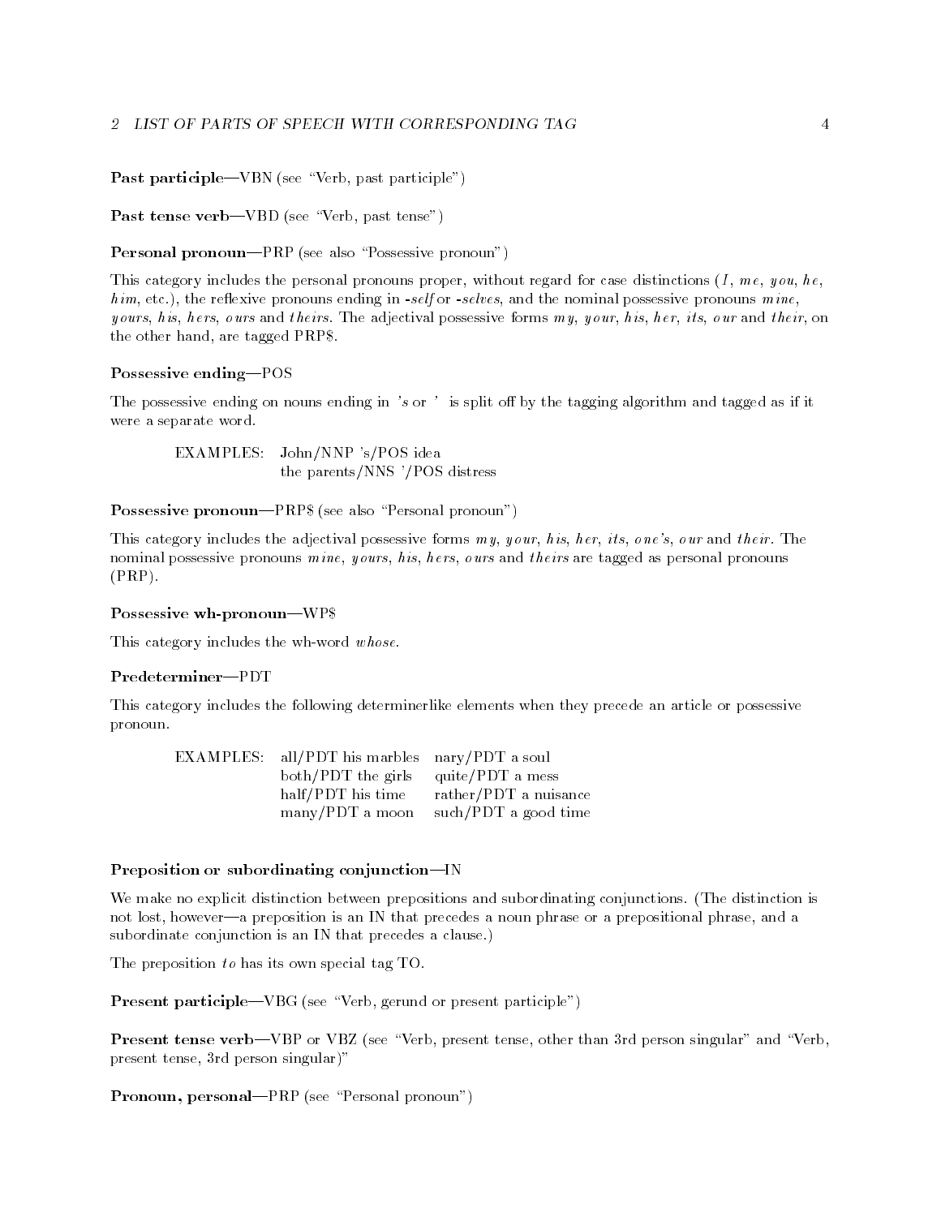**Past participle**—VBN (see "Verb, past participle")

**Past tense verb**—VBD (see "Verb, past tense")

**Personal pronoun**—PRP (see also "Possessive pronoun")

This category includes the personal pronouns proper, without regard for case distinctions (*I*, *me*, *you*, *he*, *him*, etc.), the reflexive pronouns ending in *-self* or *-selves*, and the nominal possessive pronouns *mine*, *yours*, *his*, *hers*, *ours* and *theirs*. The adjectival possessive forms *my*, *your*, *his*, *her*, *its*, *our* and *their*, on the other hand, are tagged PRP$.

**Possessive ending**—POS

The possessive ending on nouns ending in *'s* or *'* is split off by the tagging algorithm and tagged as if it were a separate word.

EXAMPLES: John/NNP 's/POS idea
the parents/NNS '/POS distress

**Possessive pronoun**—PRP$ (see also "Personal pronoun")

This category includes the adjectival possessive forms *my*, *your*, *his*, *her*, *its*, *one's*, *our* and *their*. The nominal possessive pronouns *mine*, *yours*, *his*, *hers*, *ours* and *theirs* are tagged as personal pronouns (PRP).

**Possessive wh-pronoun**—WP$

This category includes the wh-word *whose*.

**Predeterminer**—PDT

This category includes the following determinerlike elements when they precede an article or possessive pronoun.

| EXAMPLES: | all/PDT his marbles | nary/PDT a soul |
|---|---|---|
| | both/PDT the girls | quite/PDT a mess |
| | half/PDT his time | rather/PDT a nuisance |
| | many/PDT a moon | such/PDT a good time |

**Preposition or subordinating conjunction**—IN

We make no explicit distinction between prepositions and subordinating conjunctions. (The distinction is not lost, however—a preposition is an IN that precedes a noun phrase or a prepositional phrase, and a subordinate conjunction is an IN that precedes a clause.)

The preposition *to* has its own special tag TO.

**Present participle**—VBG (see "Verb, gerund or present participle")

**Present tense verb**—VBP or VBZ (see "Verb, present tense, other than 3rd person singular" and "Verb, present tense, 3rd person singular)"

**Pronoun, personal**—PRP (see "Personal pronoun")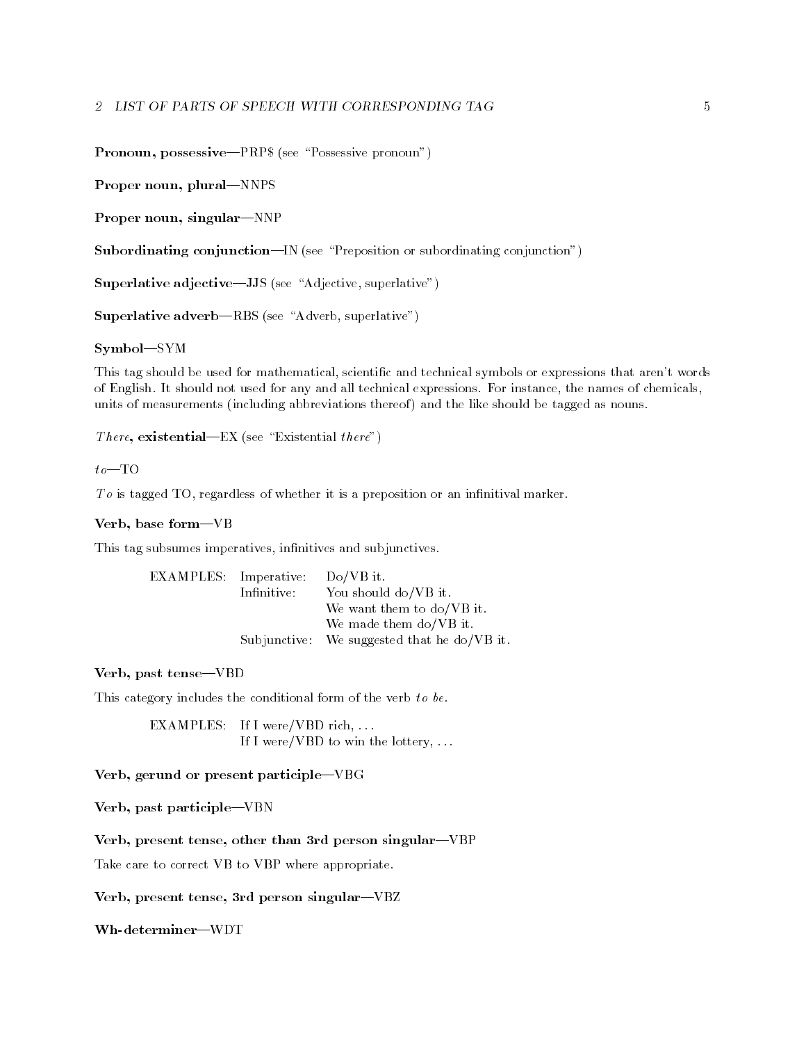**Pronoun, possessive**—PRP$ (see "Possessive pronoun")

**Proper noun, plural**—NNPS

**Proper noun, singular**—NNP

**Subordinating conjunction**—IN (see "Preposition or subordinating conjunction")

**Superlative adjective**—JJS (see "Adjective, superlative")

**Superlative adverb**—RBS (see "Adverb, superlative")

**Symbol**—SYM

This tag should be used for mathematical, scientific and technical symbols or expressions that aren't words of English. It should not used for any and all technical expressions. For instance, the names of chemicals, units of measurements (including abbreviations thereof) and the like should be tagged as nouns.

*There*, **existential**—EX (see "Existential *there*")

*to*—TO

*To* is tagged TO, regardless of whether it is a preposition or an infinitival marker.

**Verb, base form**—VB

This tag subsumes imperatives, infinitives and subjunctives.

| | | |
|---|---|---|
| EXAMPLES: | Imperative: | Do/VB it. |
| | Infinitive: | You should do/VB it. |
| | | We want them to do/VB it. |
| | | We made them do/VB it. |
| | Subjunctive: | We suggested that he do/VB it. |

**Verb, past tense**—VBD

This category includes the conditional form of the verb *to be*.

| | |
|---|---|
| EXAMPLES: | If I were/VBD rich, ... |
| | If I were/VBD to win the lottery, ... |

**Verb, gerund or present participle**—VBG

**Verb, past participle**—VBN

**Verb, present tense, other than 3rd person singular**—VBP

Take care to correct VB to VBP where appropriate.

**Verb, present tense, 3rd person singular**—VBZ

**Wh-determiner**—WDT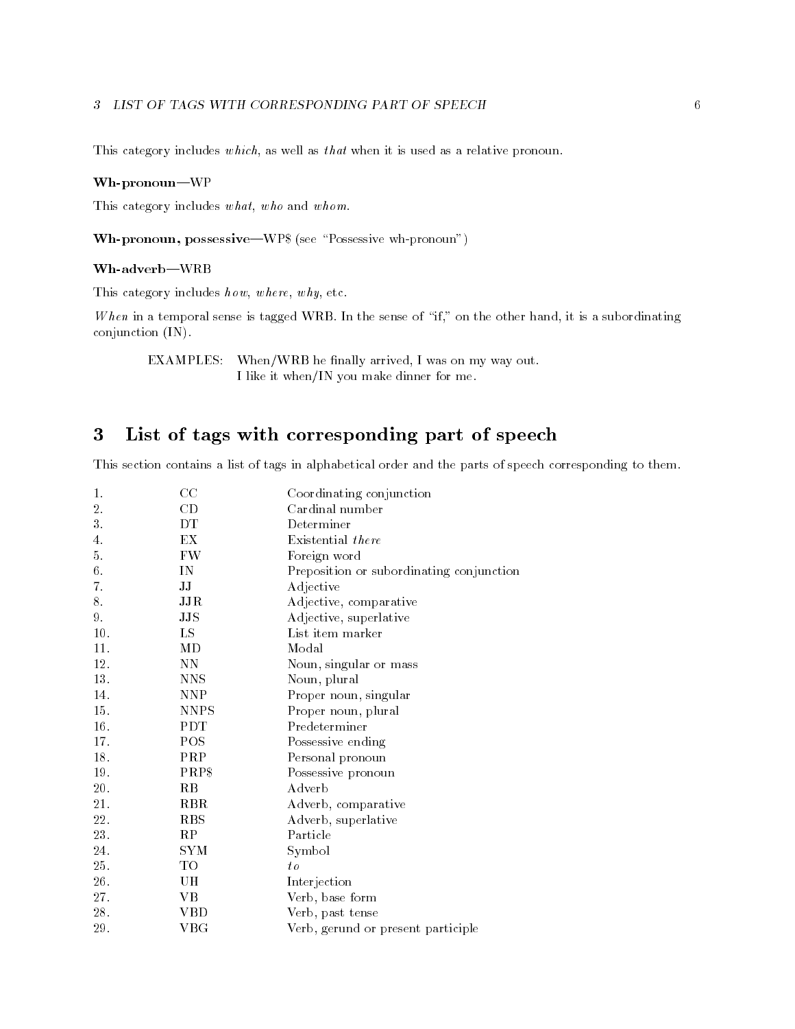This category includes *which*, as well as *that* when it is used as a relative pronoun.

**Wh-pronoun**—WP

This category includes *what*, *who* and *whom*.

**Wh-pronoun, possessive**—WP$ (see "Possessive wh-pronoun")

**Wh-adverb**—WRB

This category includes *how*, *where*, *why*, etc.

*When* in a temporal sense is tagged WRB. In the sense of "if," on the other hand, it is a subordinating conjunction (IN).

EXAMPLES: When/WRB he finally arrived, I was on my way out.
I like it when/IN you make dinner for me.

# 3 List of tags with corresponding part of speech

This section contains a list of tags in alphabetical order and the parts of speech corresponding to them.

| | | |
|---|---|---|
| 1. | CC | Coordinating conjunction |
| 2. | CD | Cardinal number |
| 3. | DT | Determiner |
| 4. | EX | Existential *there* |
| 5. | FW | Foreign word |
| 6. | IN | Preposition or subordinating conjunction |
| 7. | JJ | Adjective |
| 8. | JJR | Adjective, comparative |
| 9. | JJS | Adjective, superlative |
| 10. | LS | List item marker |
| 11. | MD | Modal |
| 12. | NN | Noun, singular or mass |
| 13. | NNS | Noun, plural |
| 14. | NNP | Proper noun, singular |
| 15. | NNPS | Proper noun, plural |
| 16. | PDT | Predeterminer |
| 17. | POS | Possessive ending |
| 18. | PRP | Personal pronoun |
| 19. | PRP$ | Possessive pronoun |
| 20. | RB | Adverb |
| 21. | RBR | Adverb, comparative |
| 22. | RBS | Adverb, superlative |
| 23. | RP | Particle |
| 24. | SYM | Symbol |
| 25. | TO | *to* |
| 26. | UH | Interjection |
| 27. | VB | Verb, base form |
| 28. | VBD | Verb, past tense |
| 29. | VBG | Verb, gerund or present participle |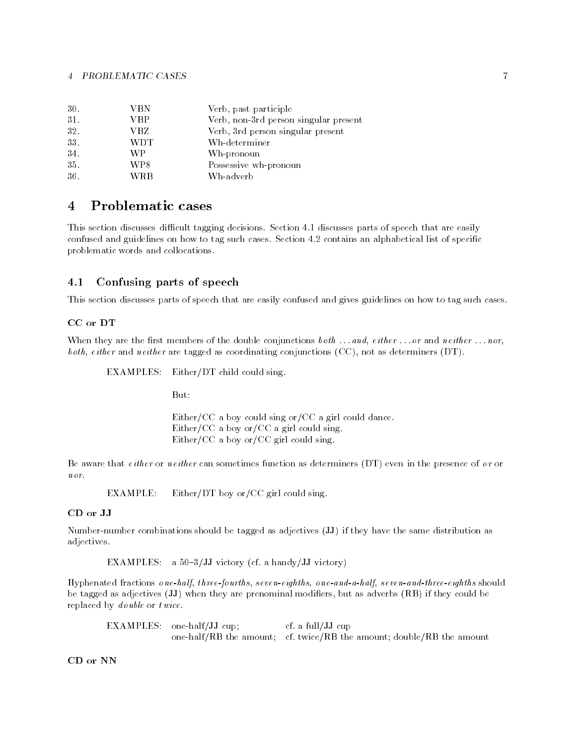| | | |
|---|---|---|
| 30. | VBN | Verb, past participle |
| 31. | VBP | Verb, non-3rd person singular present |
| 32. | VBZ | Verb, 3rd person singular present |
| 33. | WDT | Wh-determiner |
| 34. | WP | Wh-pronoun |
| 35. | WP$ | Possessive wh-pronoun |
| 36. | WRB | Wh-adverb |

# 4 Problematic cases

This section discusses difficult tagging decisions. Section 4.1 discusses parts of speech that are easily confused and guidelines on how to tag such cases. Section 4.2 contains an alphabetical list of specific problematic words and collocations.

## 4.1 Confusing parts of speech

This section discusses parts of speech that are easily confused and gives guidelines on how to tag such cases.

**CC or DT**

When they are the first members of the double conjunctions *both ... and*, *either ... or* and *neither ... nor*, *both*, *either* and *neither* are tagged as coordinating conjunctions (CC), not as determiners (DT).

EXAMPLES: Either/DT child could sing.

But:

Either/CC a boy could sing or/CC a girl could dance.
Either/CC a boy or/CC a girl could sing.
Either/CC a boy or/CC girl could sing.

Be aware that *either* or *neither* can sometimes function as determiners (DT) even in the presence of *or* or *nor*.

EXAMPLE: Either/DT boy or/CC girl could sing.

**CD or JJ**

Number-number combinations should be tagged as adjectives (JJ) if they have the same distribution as adjectives.

EXAMPLES: a 50–3/JJ victory (cf. a handy/JJ victory)

Hyphenated fractions *one-half*, *three-fourths*, *seven-eighths*, *one-and-a-half*, *seven-and-three-eighths* should be tagged as adjectives (JJ) when they are prenominal modifiers, but as adverbs (RB) if they could be replaced by *double* or *twice*.

EXAMPLES: one-half/JJ cup; cf. a full/JJ cup
one-half/RB the amount; cf. twice/RB the amount; double/RB the amount

**CD or NN**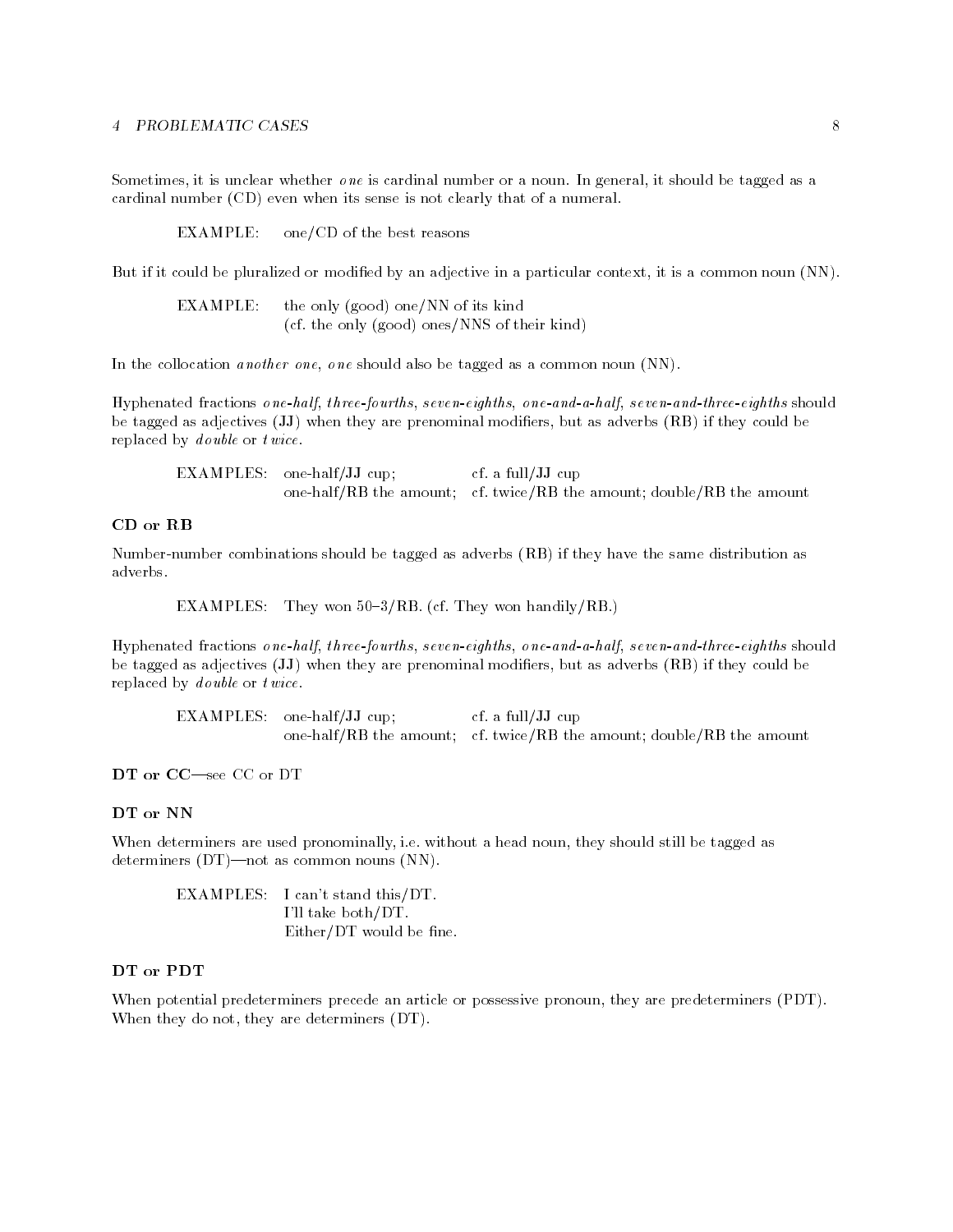Sometimes, it is unclear whether *one* is cardinal number or a noun. In general, it should be tagged as a cardinal number (CD) even when its sense is not clearly that of a numeral.

EXAMPLE: one/CD of the best reasons

But if it could be pluralized or modified by an adjective in a particular context, it is a common noun (NN).

EXAMPLE: the only (good) one/NN of its kind
(cf. the only (good) ones/NNS of their kind)

In the collocation *another one*, *one* should also be tagged as a common noun (NN).

Hyphenated fractions *one-half*, *three-fourths*, *seven-eighths*, *one-and-a-half*, *seven-and-three-eighths* should be tagged as adjectives (JJ) when they are prenominal modifiers, but as adverbs (RB) if they could be replaced by *double* or *twice*.

EXAMPLES: one-half/JJ cup; cf. a full/JJ cup
one-half/RB the amount; cf. twice/RB the amount; double/RB the amount

### CD or RB

Number-number combinations should be tagged as adverbs (RB) if they have the same distribution as adverbs.

EXAMPLES: They won 50–3/RB. (cf. They won handily/RB.)

Hyphenated fractions *one-half*, *three-fourths*, *seven-eighths*, *one-and-a-half*, *seven-and-three-eighths* should be tagged as adjectives (JJ) when they are prenominal modifiers, but as adverbs (RB) if they could be replaced by *double* or *twice*.

EXAMPLES: one-half/JJ cup; cf. a full/JJ cup
one-half/RB the amount; cf. twice/RB the amount; double/RB the amount

### DT or CC—see CC or DT

### DT or NN

When determiners are used pronominally, i.e. without a head noun, they should still be tagged as determiners (DT)—not as common nouns (NN).

EXAMPLES: I can't stand this/DT.
I'll take both/DT.
Either/DT would be fine.

### DT or PDT

When potential predeterminers precede an article or possessive pronoun, they are predeterminers (PDT). When they do not, they are determiners (DT).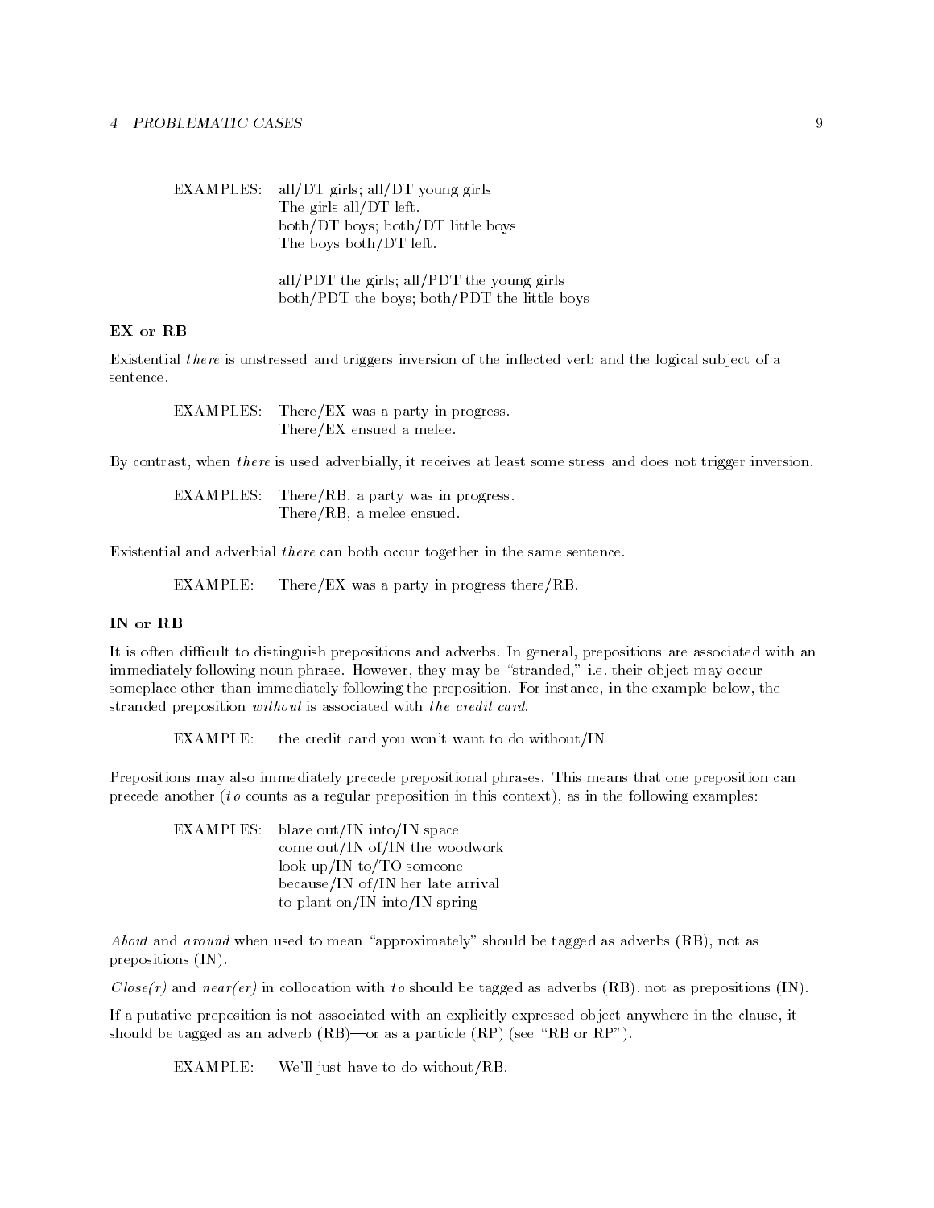EXAMPLES: all/DT girls; all/DT young girls
The girls all/DT left.
both/DT boys; both/DT little boys
The boys both/DT left.

all/PDT the girls; all/PDT the young girls
both/PDT the boys; both/PDT the little boys

### EX or RB

Existential *there* is unstressed and triggers inversion of the inflected verb and the logical subject of a sentence.

EXAMPLES: There/EX was a party in progress.
There/EX ensued a melee.

By contrast, when *there* is used adverbially, it receives at least some stress and does not trigger inversion.

EXAMPLES: There/RB, a party was in progress.
There/RB, a melee ensued.

Existential and adverbial *there* can both occur together in the same sentence.

EXAMPLE: There/EX was a party in progress there/RB.

### IN or RB

It is often difficult to distinguish prepositions and adverbs. In general, prepositions are associated with an immediately following noun phrase. However, they may be "stranded," i.e. their object may occur someplace other than immediately following the preposition. For instance, in the example below, the stranded preposition *without* is associated with *the credit card*.

EXAMPLE: the credit card you won't want to do without/IN

Prepositions may also immediately precede prepositional phrases. This means that one preposition can precede another (*to* counts as a regular preposition in this context), as in the following examples:

EXAMPLES: blaze out/IN into/IN space
come out/IN of/IN the woodwork
look up/IN to/TO someone
because/IN of/IN her late arrival
to plant on/IN into/IN spring

*About* and *around* when used to mean "approximately" should be tagged as adverbs (RB), not as prepositions (IN).

*Close(r)* and *near(er)* in collocation with *to* should be tagged as adverbs (RB), not as prepositions (IN).

If a putative preposition is not associated with an explicitly expressed object anywhere in the clause, it should be tagged as an adverb (RB)—or as a particle (RP) (see "RB or RP").

EXAMPLE: We'll just have to do without/RB.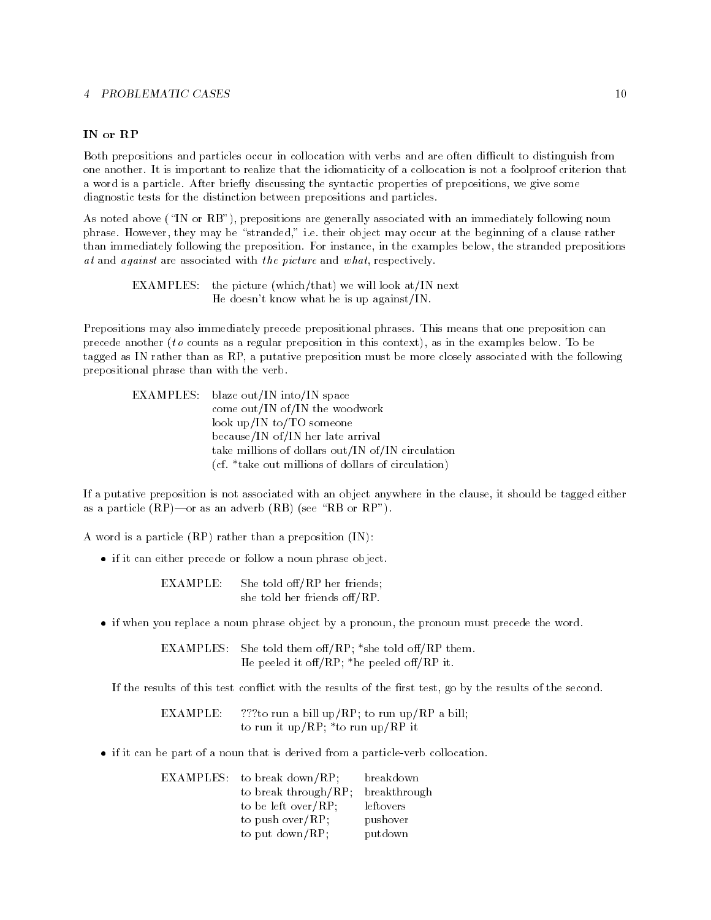### IN or RP

Both prepositions and particles occur in collocation with verbs and are often difficult to distinguish from one another. It is important to realize that the idiomaticity of a collocation is not a foolproof criterion that a word is a particle. After briefly discussing the syntactic properties of prepositions, we give some diagnostic tests for the distinction between prepositions and particles.

As noted above ("IN or RB"), prepositions are generally associated with an immediately following noun phrase. However, they may be "stranded," i.e. their object may occur at the beginning of a clause rather than immediately following the preposition. For instance, in the examples below, the stranded prepositions *at* and *against* are associated with *the picture* and *what*, respectively.

EXAMPLES: the picture (which/that) we will look at/IN next
He doesn't know what he is up against/IN.

Prepositions may also immediately precede prepositional phrases. This means that one preposition can precede another (*to* counts as a regular preposition in this context), as in the examples below. To be tagged as IN rather than as RP, a putative preposition must be more closely associated with the following prepositional phrase than with the verb.

EXAMPLES: blaze out/IN into/IN space
come out/IN of/IN the woodwork
look up/IN to/TO someone
because/IN of/IN her late arrival
take millions of dollars out/IN of/IN circulation
(cf. *take out millions of dollars of circulation)

If a putative preposition is not associated with an object anywhere in the clause, it should be tagged either as a particle (RP)—or as an adverb (RB) (see "RB or RP").

A word is a particle (RP) rather than a preposition (IN):

- if it can either precede or follow a noun phrase object.

  EXAMPLE: She told off/RP her friends;
  she told her friends off/RP.

- if when you replace a noun phrase object by a pronoun, the pronoun must precede the word.

  EXAMPLES: She told them off/RP; *she told off/RP them.
  He peeled it off/RP; *he peeled off/RP it.

  If the results of this test conflict with the results of the first test, go by the results of the second.

  EXAMPLE: ???to run a bill up/RP; to run up/RP a bill;
  to run it up/RP; *to run up/RP it

- if it can be part of a noun that is derived from a particle-verb collocation.

  EXAMPLES:

  | | |
  |---|---|
  | to break down/RP; | breakdown |
  | to break through/RP; | breakthrough |
  | to be left over/RP; | leftovers |
  | to push over/RP; | pushover |
  | to put down/RP; | putdown |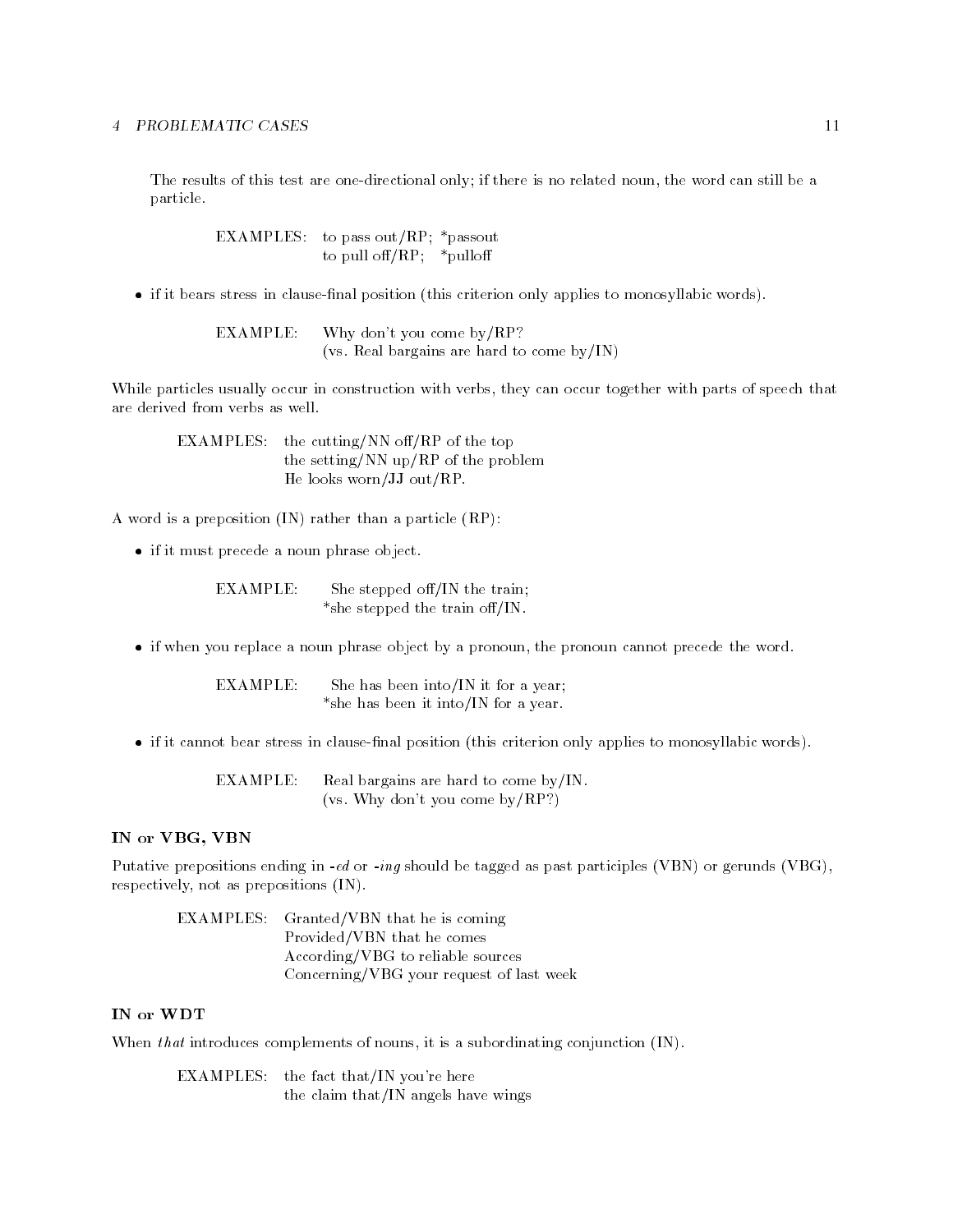The results of this test are one-directional only; if there is no related noun, the word can still be a particle.

EXAMPLES: to pass out/RP; *passout
to pull off/RP; *pulloff

- if it bears stress in clause-final position (this criterion only applies to monosyllabic words).

EXAMPLE: Why don't you come by/RP?
(vs. Real bargains are hard to come by/IN)

While particles usually occur in construction with verbs, they can occur together with parts of speech that are derived from verbs as well.

EXAMPLES: the cutting/NN off/RP of the top
the setting/NN up/RP of the problem
He looks worn/JJ out/RP.

A word is a preposition (IN) rather than a particle (RP):

- if it must precede a noun phrase object.

EXAMPLE: She stepped off/IN the train;
*she stepped the train off/IN.

- if when you replace a noun phrase object by a pronoun, the pronoun cannot precede the word.

EXAMPLE: She has been into/IN it for a year;
*she has been it into/IN for a year.

- if it cannot bear stress in clause-final position (this criterion only applies to monosyllabic words).

EXAMPLE: Real bargains are hard to come by/IN.
(vs. Why don't you come by/RP?)

### IN or VBG, VBN

Putative prepositions ending in *-ed* or *-ing* should be tagged as past participles (VBN) or gerunds (VBG), respectively, not as prepositions (IN).

EXAMPLES: Granted/VBN that he is coming
Provided/VBN that he comes
According/VBG to reliable sources
Concerning/VBG your request of last week

### IN or WDT

When *that* introduces complements of nouns, it is a subordinating conjunction (IN).

EXAMPLES: the fact that/IN you're here
the claim that/IN angels have wings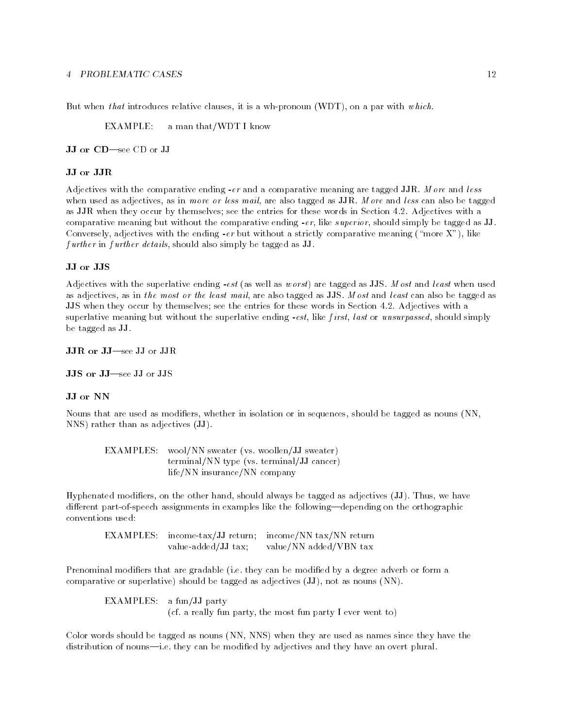But when *that* introduces relative clauses, it is a wh-pronoun (WDT), on a par with *which*.

EXAMPLE: a man that/WDT I know

**JJ or CD**—see CD or JJ

**JJ or JJR**

Adjectives with the comparative ending **-***er* and a comparative meaning are tagged **JJR**. *More* and *less* when used as adjectives, as in *more or less mail*, are also tagged as **JJR**. *More* and *less* can also be tagged as JJR when they occur by themselves; see the entries for these words in Section 4.2. Adjectives with a comparative meaning but without the comparative ending **-***er*, like *superior*, should simply be tagged as **JJ**. Conversely, adjectives with the ending **-***er* but without a strictly comparative meaning ("more X"), like *further* in *further details*, should also simply be tagged as **JJ**.

**JJ or JJS**

Adjectives with the superlative ending **-***est* (as well as *worst*) are tagged as **JJS**. *Most* and *least* when used as adjectives, as in *the most or the least mail*, are also tagged as **JJS**. *Most* and *least* can also be tagged as JJS when they occur by themselves; see the entries for these words in Section 4.2. Adjectives with a superlative meaning but without the superlative ending **-***est*, like *first*, *last* or *unsurpassed*, should simply be tagged as **JJ**.

**JJR or JJ**—see JJ or JJR

**JJS or JJ**—see JJ or JJS

**JJ or NN**

Nouns that are used as modifiers, whether in isolation or in sequences, should be tagged as nouns (NN, NNS) rather than as adjectives (**JJ**).

EXAMPLES: wool/NN sweater (vs. woollen/**JJ** sweater)
terminal/NN type (vs. terminal/**JJ** cancer)
life/NN insurance/NN company

Hyphenated modifiers, on the other hand, should always be tagged as adjectives (**JJ**). Thus, we have different part-of-speech assignments in examples like the following—depending on the orthographic conventions used:

EXAMPLES: income-tax/**JJ** return; income/NN tax/NN return
value-added/**JJ** tax; value/NN added/VBN tax

Prenominal modifiers that are gradable (i.e. they can be modified by a degree adverb or form a comparative or superlative) should be tagged as adjectives (**JJ**), not as nouns (NN).

EXAMPLES: a fun/**JJ** party
(cf. a really fun party, the most fun party I ever went to)

Color words should be tagged as nouns (NN, NNS) when they are used as names since they have the distribution of nouns—i.e. they can be modified by adjectives and they have an overt plural.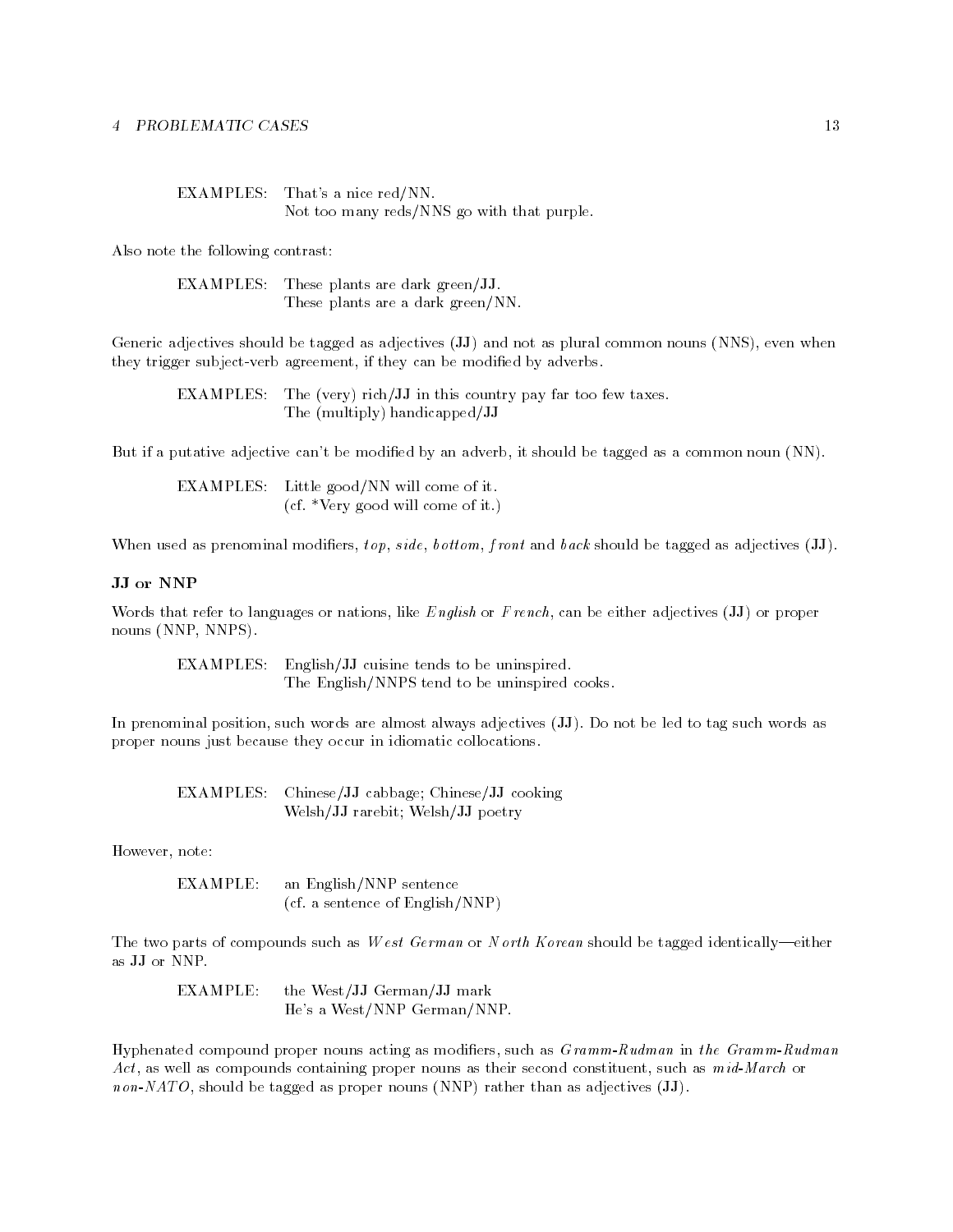EXAMPLES: That's a nice red/NN.
Not too many reds/NNS go with that purple.

Also note the following contrast:

EXAMPLES: These plants are dark green/**JJ**.
These plants are a dark green/NN.

Generic adjectives should be tagged as adjectives (**JJ**) and not as plural common nouns (NNS), even when they trigger subject-verb agreement, if they can be modified by adverbs.

EXAMPLES: The (very) rich/**JJ** in this country pay far too few taxes.
The (multiply) handicapped/**JJ**

But if a putative adjective can't be modified by an adverb, it should be tagged as a common noun (NN).

EXAMPLES: Little good/NN will come of it.
(cf. *Very good will come of it.)

When used as prenominal modifiers, *top*, *side*, *bottom*, *front* and *back* should be tagged as adjectives (**JJ**).

### JJ or NNP

Words that refer to languages or nations, like *English* or *French*, can be either adjectives (**JJ**) or proper nouns (NNP, NNPS).

EXAMPLES: English/**JJ** cuisine tends to be uninspired.
The English/NNPS tend to be uninspired cooks.

In prenominal position, such words are almost always adjectives (**JJ**). Do not be led to tag such words as proper nouns just because they occur in idiomatic collocations.

EXAMPLES: Chinese/**JJ** cabbage; Chinese/**JJ** cooking
Welsh/**JJ** rarebit; Welsh/**JJ** poetry

However, note:

EXAMPLE: an English/NNP sentence
(cf. a sentence of English/NNP)

The two parts of compounds such as *West German* or *North Korean* should be tagged identically—either as **JJ** or NNP.

EXAMPLE: the West/**JJ** German/**JJ** mark
He's a West/NNP German/NNP.

Hyphenated compound proper nouns acting as modifiers, such as *Gramm-Rudman* in *the Gramm-Rudman Act*, as well as compounds containing proper nouns as their second constituent, such as *mid-March* or *non-NATO*, should be tagged as proper nouns (NNP) rather than as adjectives (**JJ**).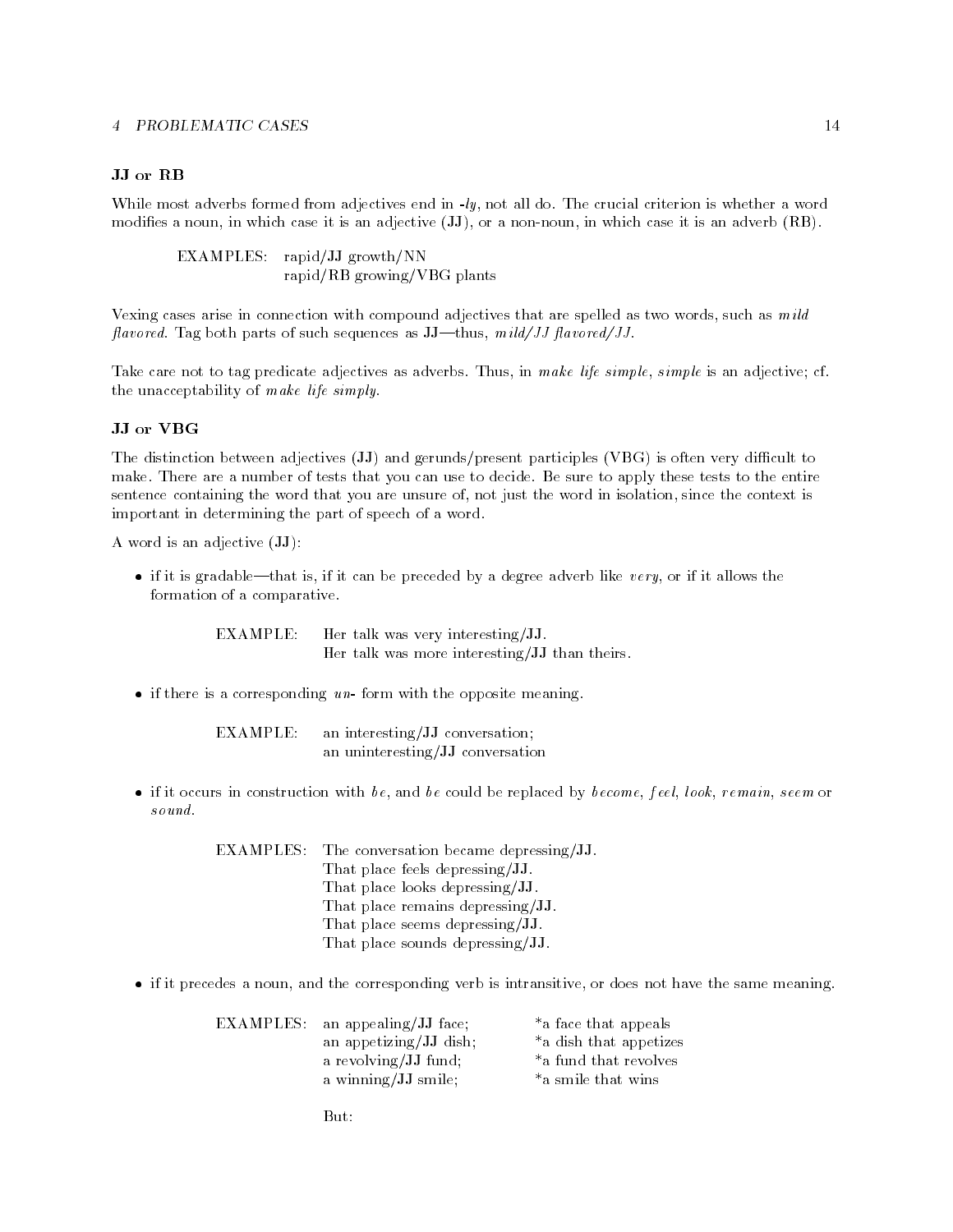### JJ or RB

While most adverbs formed from adjectives end in *-ly*, not all do. The crucial criterion is whether a word modifies a noun, in which case it is an adjective (JJ), or a non-noun, in which case it is an adverb (RB).

EXAMPLES: rapid/**JJ** growth/NN
rapid/**RB** growing/VBG plants

Vexing cases arise in connection with compound adjectives that are spelled as two words, such as *mild flavored*. Tag both parts of such sequences as JJ—thus, *mild/JJ flavored/JJ*.

Take care not to tag predicate adjectives as adverbs. Thus, in *make life simple*, *simple* is an adjective; cf. the unacceptability of *make life simply*.

### JJ or VBG

The distinction between adjectives (JJ) and gerunds/present participles (VBG) is often very difficult to make. There are a number of tests that you can use to decide. Be sure to apply these tests to the entire sentence containing the word that you are unsure of, not just the word in isolation, since the context is important in determining the part of speech of a word.

A word is an adjective (JJ):

- if it is gradable—that is, if it can be preceded by a degree adverb like *very*, or if it allows the formation of a comparative.

  EXAMPLE: Her talk was very interesting/**JJ**.
  Her talk was more interesting/**JJ** than theirs.

- if there is a corresponding *un-* form with the opposite meaning.

  EXAMPLE: an interesting/**JJ** conversation;
  an uninteresting/**JJ** conversation

- if it occurs in construction with *be*, and *be* could be replaced by *become*, *feel*, *look*, *remain*, *seem* or *sound*.

  EXAMPLES: The conversation became depressing/**JJ**.
  That place feels depressing/**JJ**.
  That place looks depressing/**JJ**.
  That place remains depressing/**JJ**.
  That place seems depressing/**JJ**.
  That place sounds depressing/**JJ**.

- if it precedes a noun, and the corresponding verb is intransitive, or does not have the same meaning.

  EXAMPLES: an appealing/**JJ** face; *a face that appeals
  an appetizing/**JJ** dish; *a dish that appetizes
  a revolving/**JJ** fund; *a fund that revolves
  a winning/**JJ** smile; *a smile that wins

  But: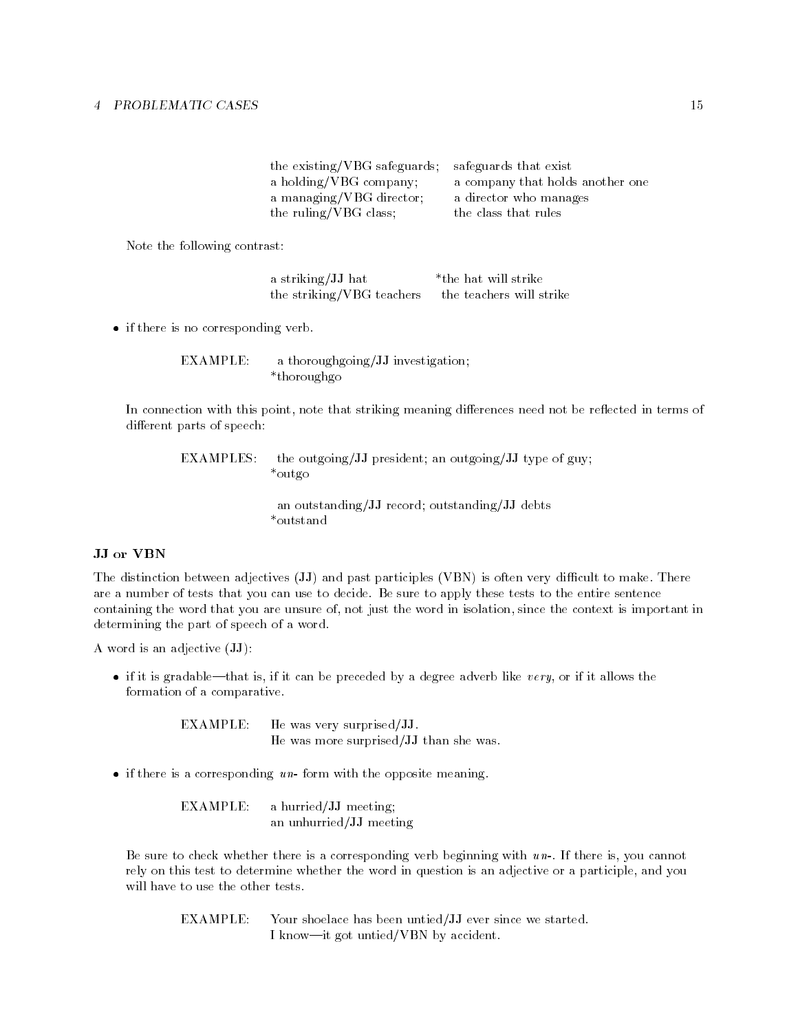| | |
|---|---|
| the existing/VBG safeguards; | safeguards that exist |
| a holding/VBG company; | a company that holds another one |
| a managing/VBG director; | a director who manages |
| the ruling/VBG class; | the class that rules |

Note the following contrast:

| | |
|---|---|
| a striking/JJ hat | *the hat will strike |
| the striking/VBG teachers | the teachers will strike |

- if there is no corresponding verb.

  EXAMPLE: a thoroughgoing/JJ investigation;
  *thoroughgo

  In connection with this point, note that striking meaning differences need not be reflected in terms of different parts of speech:

  EXAMPLES: the outgoing/JJ president; an outgoing/JJ type of guy;
  *outgo

  an outstanding/JJ record; outstanding/JJ debts
  *outstand

**JJ or VBN**

The distinction between adjectives (JJ) and past participles (VBN) is often very difficult to make. There are a number of tests that you can use to decide. Be sure to apply these tests to the entire sentence containing the word that you are unsure of, not just the word in isolation, since the context is important in determining the part of speech of a word.

A word is an adjective (JJ):

- if it is gradable—that is, if it can be preceded by a degree adverb like *very*, or if it allows the formation of a comparative.

  EXAMPLE: He was very surprised/JJ.
  He was more surprised/JJ than she was.

- if there is a corresponding *un-* form with the opposite meaning.

  EXAMPLE: a hurried/JJ meeting;
  an unhurried/JJ meeting

  Be sure to check whether there is a corresponding verb beginning with *un-*. If there is, you cannot rely on this test to determine whether the word in question is an adjective or a participle, and you will have to use the other tests.

  EXAMPLE: Your shoelace has been untied/JJ ever since we started.
  I know—it got untied/VBN by accident.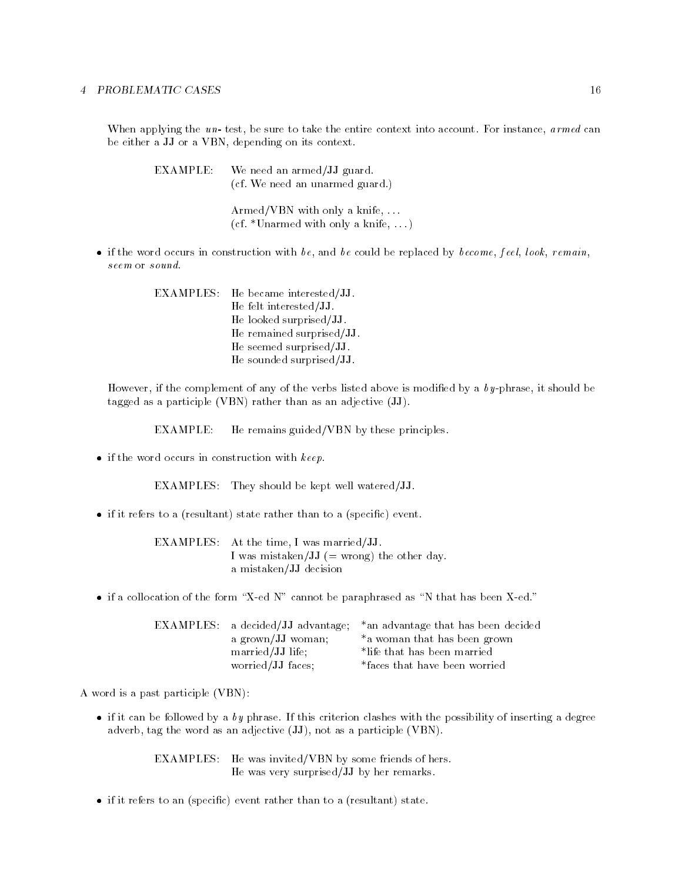When applying the *un-* test, be sure to take the entire context into account. For instance, *armed* can be either a JJ or a VBN, depending on its context.

EXAMPLE: We need an armed/JJ guard.
(cf. We need an unarmed guard.)

Armed/VBN with only a knife, ...
(cf. *Unarmed with only a knife, ...)

- if the word occurs in construction with *be*, and *be* could be replaced by *become*, *feel*, *look*, *remain*, *seem* or *sound*.

EXAMPLES: He became interested/JJ.
He felt interested/JJ.
He looked surprised/JJ.
He remained surprised/JJ.
He seemed surprised/JJ.
He sounded surprised/JJ.

However, if the complement of any of the verbs listed above is modified by a *by*-phrase, it should be tagged as a participle (VBN) rather than as an adjective (JJ).

EXAMPLE: He remains guided/VBN by these principles.

- if the word occurs in construction with *keep*.

EXAMPLES: They should be kept well watered/JJ.

- if it refers to a (resultant) state rather than to a (specific) event.

EXAMPLES: At the time, I was married/JJ.
I was mistaken/JJ (= wrong) the other day.
a mistaken/JJ decision

- if a collocation of the form "X-ed N" cannot be paraphrased as "N that has been X-ed."

EXAMPLES:

| | |
|---|---|
| a decided/JJ advantage; | *an advantage that has been decided |
| a grown/JJ woman; | *a woman that has been grown |
| married/JJ life; | *life that has been married |
| worried/JJ faces; | *faces that have been worried |

A word is a past participle (VBN):

- if it can be followed by a *by* phrase. If this criterion clashes with the possibility of inserting a degree adverb, tag the word as an adjective (JJ), not as a participle (VBN).

EXAMPLES: He was invited/VBN by some friends of hers.
He was very surprised/JJ by her remarks.

- if it refers to an (specific) event rather than to a (resultant) state.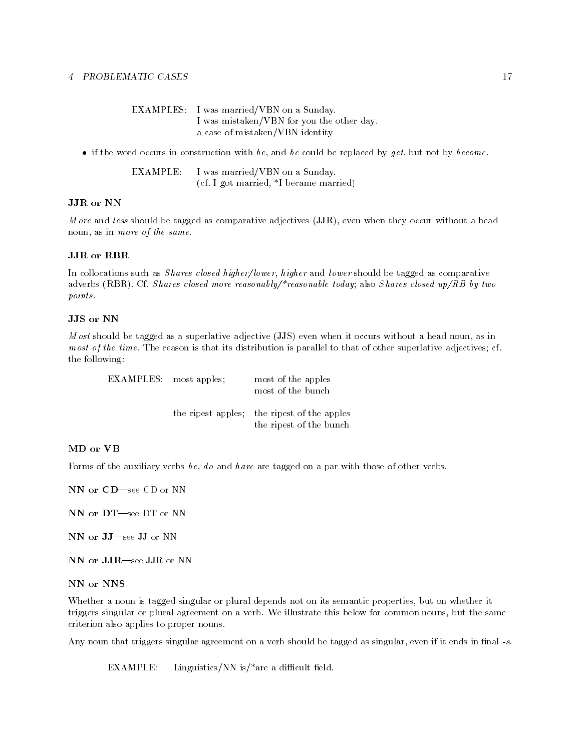EXAMPLES: I was married/VBN on a Sunday.
I was mistaken/VBN for you the other day.
a case of mistaken/VBN identity

- if the word occurs in construction with *be*, and *be* could be replaced by *get*, but not by *become*.

EXAMPLE: I was married/VBN on a Sunday.
(cf. I got married, *I became married)

**JJR or NN**

*More* and *less* should be tagged as comparative adjectives (JJR), even when they occur without a head noun, as in *more of the same*.

**JJR or RBR**

In collocations such as *Shares closed higher/lower*, *higher* and *lower* should be tagged as comparative adverbs (RBR). Cf. *Shares closed more reasonably/*reasonable today*; also *Shares closed up/RB by two points*.

**JJS or NN**

*Most* should be tagged as a superlative adjective (JJS) even when it occurs without a head noun, as in *most of the time*. The reason is that its distribution is parallel to that of other superlative adjectives; cf. the following:

| EXAMPLES: | most apples; | most of the apples |
|---|---|---|
| | | most of the bunch |
| | the ripest apples; | the ripest of the apples |
| | | the ripest of the bunch |

**MD or VB**

Forms of the auxiliary verbs *be*, *do* and *have* are tagged on a par with those of other verbs.

**NN or CD**—see CD or NN

**NN or DT**—see DT or NN

**NN or JJ**—see JJ or NN

**NN or JJR**—see JJR or NN

**NN or NNS**

Whether a noun is tagged singular or plural depends not on its semantic properties, but on whether it triggers singular or plural agreement on a verb. We illustrate this below for common nouns, but the same criterion also applies to proper nouns.

Any noun that triggers singular agreement on a verb should be tagged as singular, even if it ends in final *-s*.

EXAMPLE: Linguistics/NN is/*are a difficult field.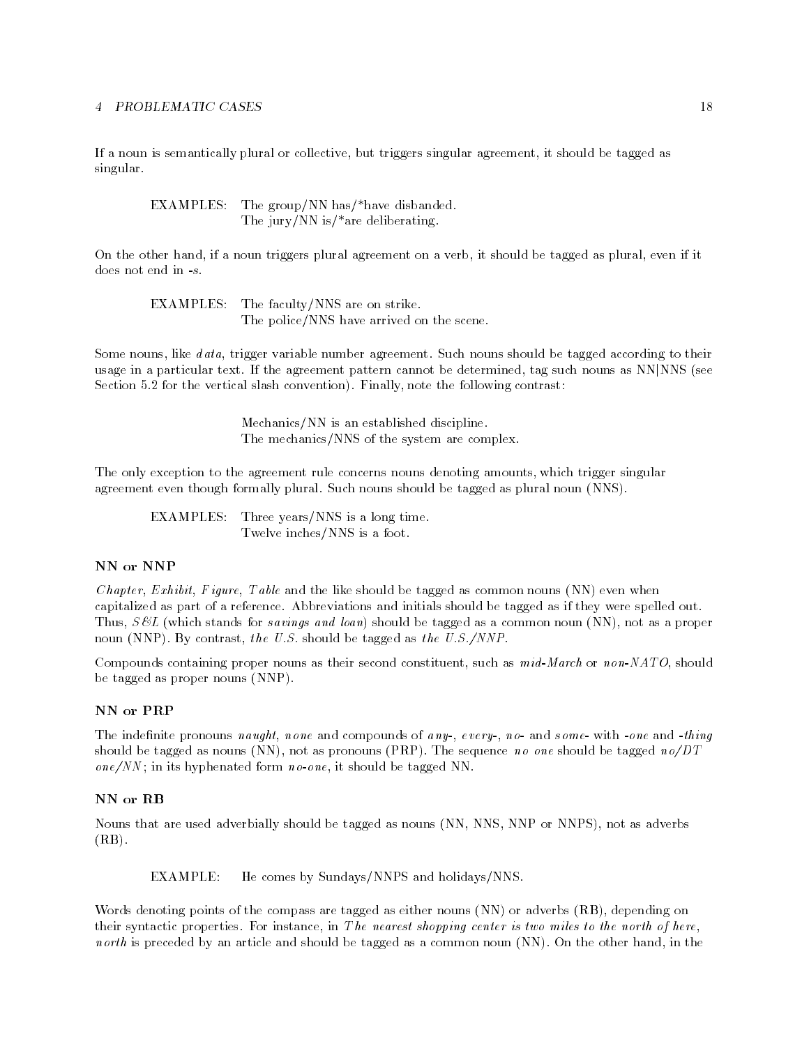If a noun is semantically plural or collective, but triggers singular agreement, it should be tagged as singular.

EXAMPLES: The group/NN has/*have disbanded.
The jury/NN is/*are deliberating.

On the other hand, if a noun triggers plural agreement on a verb, it should be tagged as plural, even if it does not end in *-s*.

EXAMPLES: The faculty/NNS are on strike.
The police/NNS have arrived on the scene.

Some nouns, like *data*, trigger variable number agreement. Such nouns should be tagged according to their usage in a particular text. If the agreement pattern cannot be determined, tag such nouns as NN|NNS (see Section 5.2 for the vertical slash convention). Finally, note the following contrast:

Mechanics/NN is an established discipline.
The mechanics/NNS of the system are complex.

The only exception to the agreement rule concerns nouns denoting amounts, which trigger singular agreement even though formally plural. Such nouns should be tagged as plural noun (NNS).

EXAMPLES: Three years/NNS is a long time.
Twelve inches/NNS is a foot.

### NN or NNP

*Chapter*, *Exhibit*, *Figure*, *Table* and the like should be tagged as common nouns (NN) even when capitalized as part of a reference. Abbreviations and initials should be tagged as if they were spelled out. Thus, *S&L* (which stands for *savings and loan*) should be tagged as a common noun (NN), not as a proper noun (NNP). By contrast, *the U.S.* should be tagged as *the U.S./NNP*.

Compounds containing proper nouns as their second constituent, such as *mid-March* or *non-NATO*, should be tagged as proper nouns (NNP).

### NN or PRP

The indefinite pronouns *naught*, *none* and compounds of *any-*, *every-*, *no-* and *some-* with *-one* and *-thing* should be tagged as nouns (NN), not as pronouns (PRP). The sequence *no one* should be tagged *no/DT one/NN*; in its hyphenated form *no-one*, it should be tagged NN.

### NN or RB

Nouns that are used adverbially should be tagged as nouns (NN, NNS, NNP or NNPS), not as adverbs (RB).

EXAMPLE: He comes by Sundays/NNPS and holidays/NNS.

Words denoting points of the compass are tagged as either nouns (NN) or adverbs (RB), depending on their syntactic properties. For instance, in *The nearest shopping center is two miles to the north of here*, *north* is preceded by an article and should be tagged as a common noun (NN). On the other hand, in the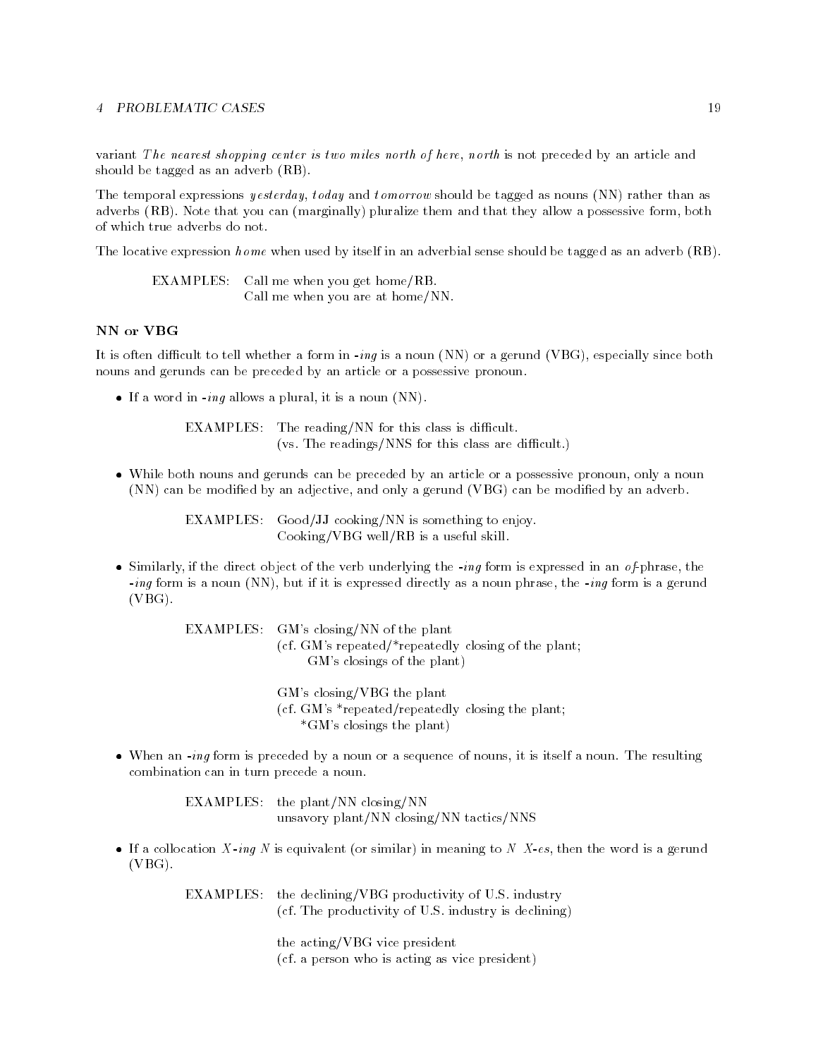variant *The nearest shopping center is two miles north of here*, *north* is not preceded by an article and should be tagged as an adverb (RB).

The temporal expressions *yesterday*, *today* and *tomorrow* should be tagged as nouns (NN) rather than as adverbs (RB). Note that you can (marginally) pluralize them and that they allow a possessive form, both of which true adverbs do not.

The locative expression *home* when used by itself in an adverbial sense should be tagged as an adverb (RB).

> EXAMPLES: Call me when you get home/RB.
> Call me when you are at home/NN.

### NN or VBG

It is often difficult to tell whether a form in *-ing* is a noun (NN) or a gerund (VBG), especially since both nouns and gerunds can be preceded by an article or a possessive pronoun.

- If a word in *-ing* allows a plural, it is a noun (NN).

  > EXAMPLES: The reading/NN for this class is difficult.
  > (vs. The readings/NNS for this class are difficult.)

- While both nouns and gerunds can be preceded by an article or a possessive pronoun, only a noun (NN) can be modified by an adjective, and only a gerund (VBG) can be modified by an adverb.

  > EXAMPLES: Good/JJ cooking/NN is something to enjoy.
  > Cooking/VBG well/RB is a useful skill.

- Similarly, if the direct object of the verb underlying the *-ing* form is expressed in an *of*-phrase, the *-ing* form is a noun (NN), but if it is expressed directly as a noun phrase, the *-ing* form is a gerund (VBG).

  > EXAMPLES: GM's closing/NN of the plant
  > (cf. GM's repeated/*repeatedly closing of the plant;
  > GM's closings of the plant)
  >
  > GM's closing/VBG the plant
  > (cf. GM's *repeated/repeatedly closing the plant;
  > *GM's closings the plant)

- When an *-ing* form is preceded by a noun or a sequence of nouns, it is itself a noun. The resulting combination can in turn precede a noun.

  > EXAMPLES: the plant/NN closing/NN
  > unsavory plant/NN closing/NN tactics/NNS

- If a collocation *X-ing N* is equivalent (or similar) in meaning to *N X-es*, then the word is a gerund (VBG).

  > EXAMPLES: the declining/VBG productivity of U.S. industry
  > (cf. The productivity of U.S. industry is declining)
  >
  > the acting/VBG vice president
  > (cf. a person who is acting as vice president)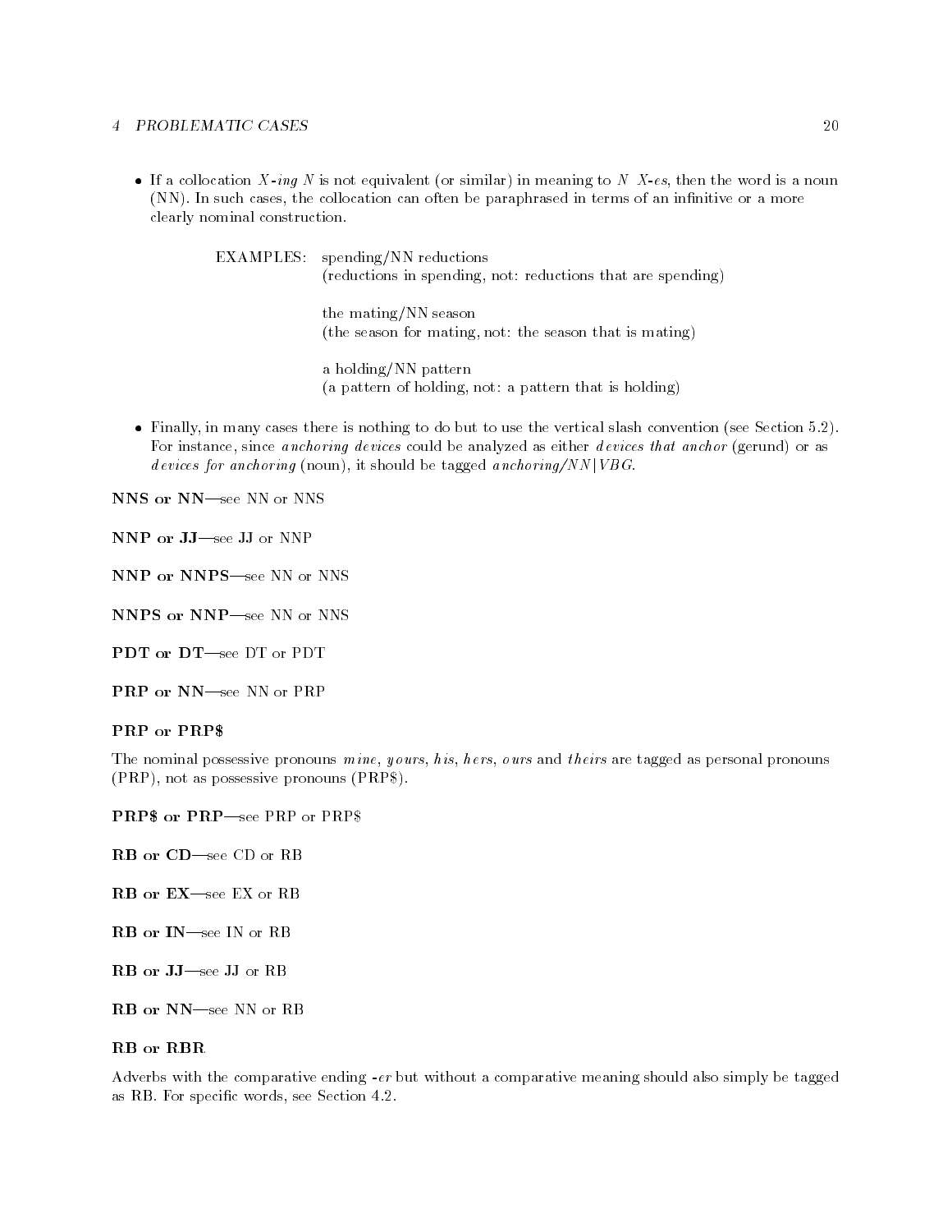- If a collocation *X-ing N* is not equivalent (or similar) in meaning to *N X-es*, then the word is a noun (NN). In such cases, the collocation can often be paraphrased in terms of an infinitive or a more clearly nominal construction.

  EXAMPLES: spending/NN reductions
  (reductions in spending, not: reductions that are spending)

  the mating/NN season
  (the season for mating, not: the season that is mating)

  a holding/NN pattern
  (a pattern of holding, not: a pattern that is holding)

- Finally, in many cases there is nothing to do but to use the vertical slash convention (see Section 5.2). For instance, since *anchoring devices* could be analyzed as either *devices that anchor* (gerund) or as *devices for anchoring* (noun), it should be tagged *anchoring/NN|VBG*.

**NNS or NN**—see NN or NNS

**NNP or JJ**—see JJ or NNP

**NNP or NNPS**—see NN or NNS

**NNPS or NNP**—see NN or NNS

**PDT or DT**—see DT or PDT

**PRP or NN**—see NN or PRP

**PRP or PRP$**

The nominal possessive pronouns *mine*, *yours*, *his*, *hers*, *ours* and *theirs* are tagged as personal pronouns (PRP), not as possessive pronouns (PRP$).

**PRP$ or PRP**—see PRP or PRP$

**RB or CD**—see CD or RB

**RB or EX**—see EX or RB

**RB or IN**—see IN or RB

**RB or JJ**—see JJ or RB

**RB or NN**—see NN or RB

**RB or RBR**

Adverbs with the comparative ending *-er* but without a comparative meaning should also simply be tagged as RB. For specific words, see Section 4.2.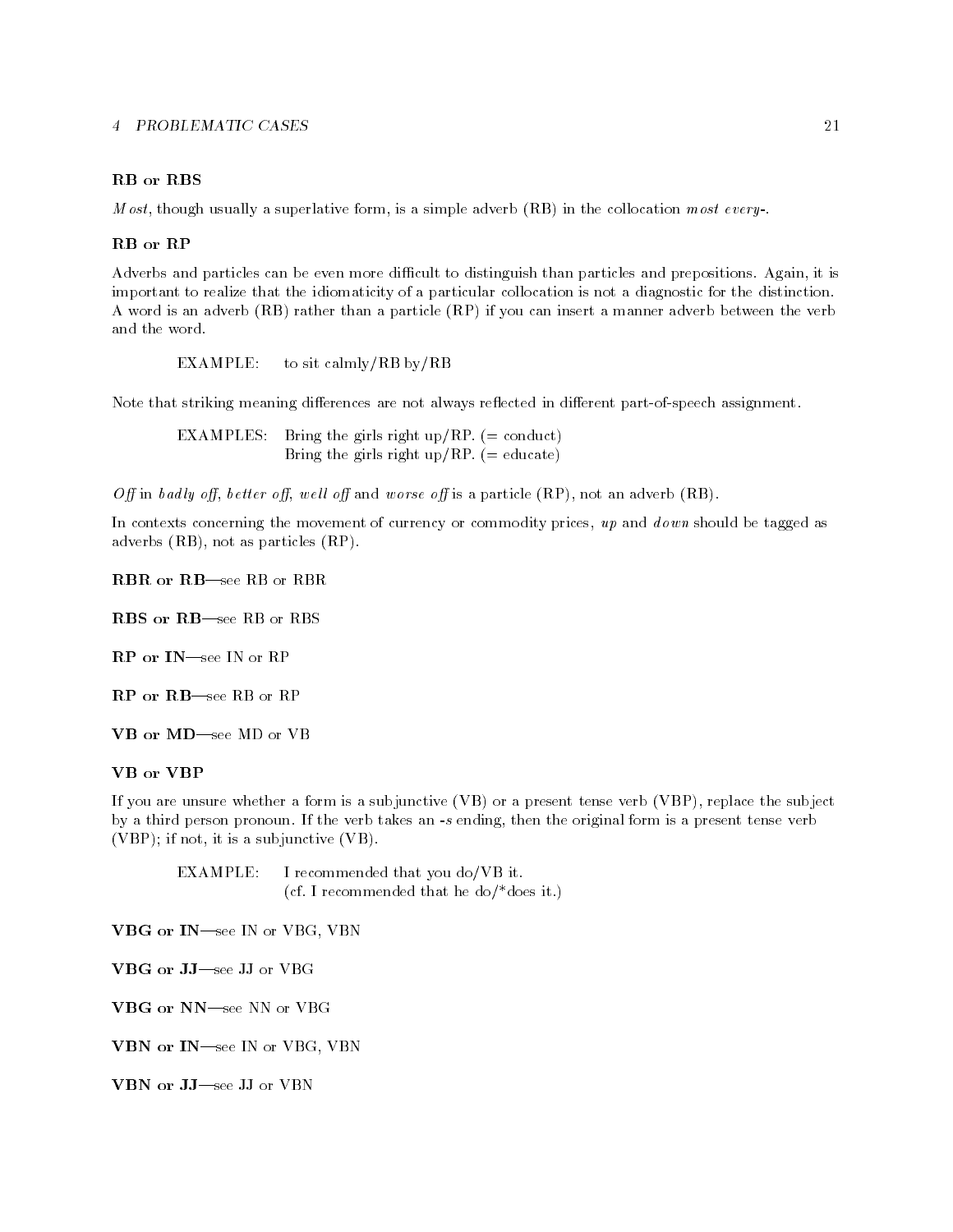**RB or RBS**

*Most*, though usually a superlative form, is a simple adverb (RB) in the collocation *most every-*.

**RB or RP**

Adverbs and particles can be even more difficult to distinguish than particles and prepositions. Again, it is important to realize that the idiomaticity of a particular collocation is not a diagnostic for the distinction. A word is an adverb (RB) rather than a particle (RP) if you can insert a manner adverb between the verb and the word.

> EXAMPLE: to sit calmly/RB by/RB

Note that striking meaning differences are not always reflected in different part-of-speech assignment.

> EXAMPLES: Bring the girls right up/RP. (= conduct)
> Bring the girls right up/RP. (= educate)

*Off* in *badly off*, *better off*, *well off* and *worse off* is a particle (RP), not an adverb (RB).

In contexts concerning the movement of currency or commodity prices, *up* and *down* should be tagged as adverbs (RB), not as particles (RP).

**RBR or RB**—see RB or RBR

**RBS or RB**—see RB or RBS

**RP or IN**—see IN or RP

**RP or RB**—see RB or RP

**VB or MD**—see MD or VB

**VB or VBP**

If you are unsure whether a form is a subjunctive (VB) or a present tense verb (VBP), replace the subject by a third person pronoun. If the verb takes an *-s* ending, then the original form is a present tense verb (VBP); if not, it is a subjunctive (VB).

> EXAMPLE: I recommended that you do/VB it.
> (cf. I recommended that he do/*does it.)

**VBG or IN**—see IN or VBG, VBN

**VBG or JJ**—see JJ or VBG

**VBG or NN**—see NN or VBG

**VBN or IN**—see IN or VBG, VBN

**VBN or JJ**—see JJ or VBN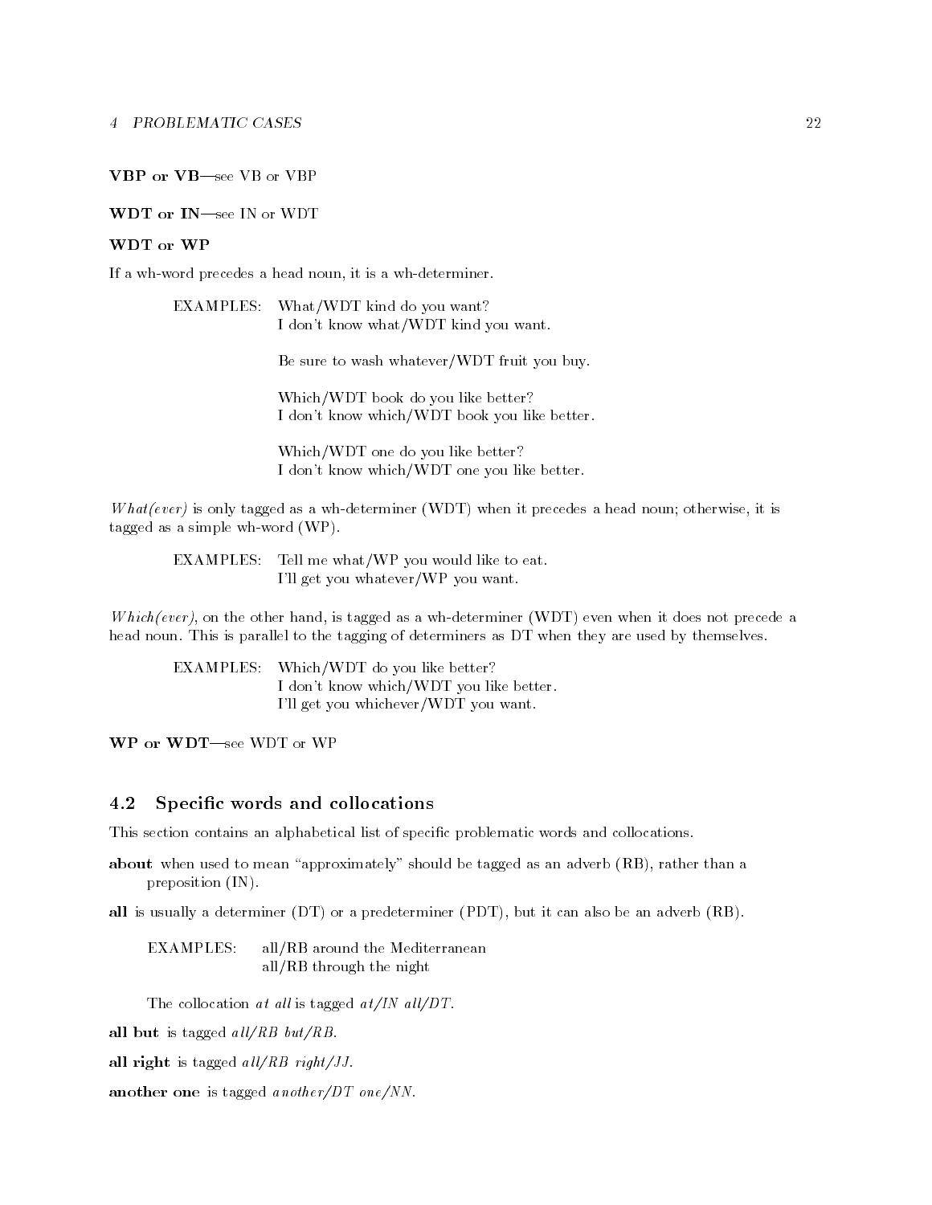**VBP or VB**—see VB or VBP

**WDT or IN**—see IN or WDT

**WDT or WP**

If a wh-word precedes a head noun, it is a wh-determiner.

EXAMPLES: What/WDT kind do you want?
I don't know what/WDT kind you want.

Be sure to wash whatever/WDT fruit you buy.

Which/WDT book do you like better?
I don't know which/WDT book you like better.

Which/WDT one do you like better?
I don't know which/WDT one you like better.

*What(ever)* is only tagged as a wh-determiner (WDT) when it precedes a head noun; otherwise, it is tagged as a simple wh-word (WP).

EXAMPLES: Tell me what/WP you would like to eat.
I'll get you whatever/WP you want.

*Which(ever)*, on the other hand, is tagged as a wh-determiner (WDT) even when it does not precede a head noun. This is parallel to the tagging of determiners as DT when they are used by themselves.

EXAMPLES: Which/WDT do you like better?
I don't know which/WDT you like better.
I'll get you whichever/WDT you want.

**WP or WDT**—see WDT or WP

## 4.2 Specific words and collocations

This section contains an alphabetical list of specific problematic words and collocations.

**about** when used to mean "approximately" should be tagged as an adverb (RB), rather than a preposition (IN).

**all** is usually a determiner (DT) or a predeterminer (PDT), but it can also be an adverb (RB).

EXAMPLES: all/RB around the Mediterranean
all/RB through the night

The collocation *at all* is tagged *at/IN all/DT*.

**all but** is tagged *all/RB but/RB*.

**all right** is tagged *all/RB right/JJ*.

**another one** is tagged *another/DT one/NN*.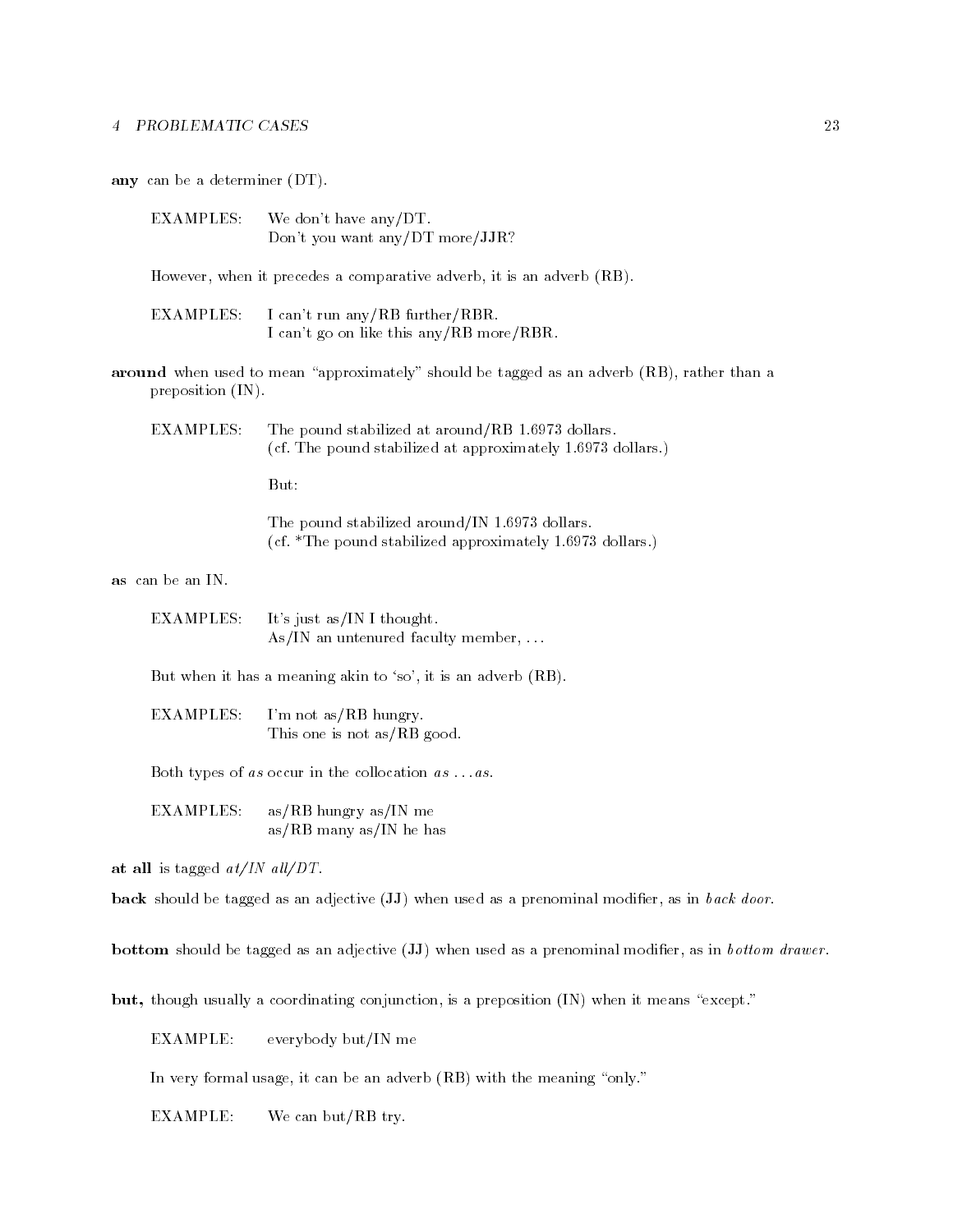**any** can be a determiner (DT).

EXAMPLES: We don't have any/DT.
Don't you want any/DT more/JJR?

However, when it precedes a comparative adverb, it is an adverb (RB).

EXAMPLES: I can't run any/RB further/RBR.
I can't go on like this any/RB more/RBR.

**around** when used to mean "approximately" should be tagged as an adverb (RB), rather than a preposition (IN).

EXAMPLES: The pound stabilized at around/RB 1.6973 dollars.
(cf. The pound stabilized at approximately 1.6973 dollars.)

But:

The pound stabilized around/IN 1.6973 dollars.
(cf. *The pound stabilized approximately 1.6973 dollars.)

**as** can be an IN.

EXAMPLES: It's just as/IN I thought.
As/IN an untenured faculty member, ...

But when it has a meaning akin to 'so', it is an adverb (RB).

EXAMPLES: I'm not as/RB hungry.
This one is not as/RB good.

Both types of *as* occur in the collocation *as ... as*.

EXAMPLES: as/RB hungry as/IN me
as/RB many as/IN he has

**at all** is tagged *at/IN all/DT*.

**back** should be tagged as an adjective (JJ) when used as a prenominal modifier, as in *back door*.

**bottom** should be tagged as an adjective (JJ) when used as a prenominal modifier, as in *bottom drawer*.

**but,** though usually a coordinating conjunction, is a preposition (IN) when it means "except."

EXAMPLE: everybody but/IN me

In very formal usage, it can be an adverb (RB) with the meaning "only."

EXAMPLE: We can but/RB try.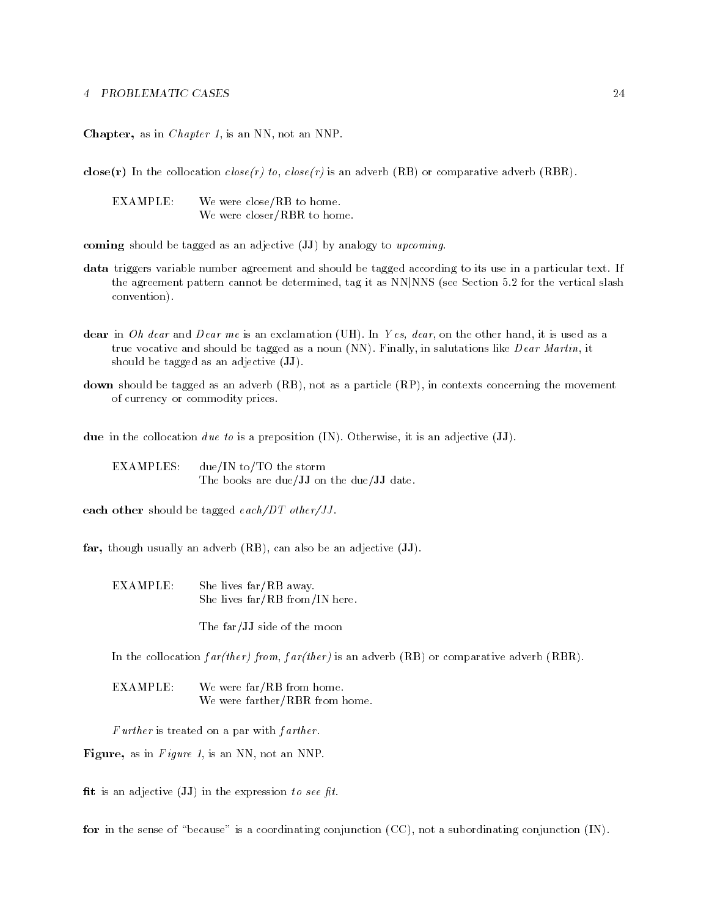**Chapter,** as in *Chapter 1*, is an NN, not an NNP.

**close(r)** In the collocation *close(r) to*, *close(r)* is an adverb (RB) or comparative adverb (RBR).

EXAMPLE: We were close/RB to home.
We were closer/RBR to home.

**coming** should be tagged as an adjective (JJ) by analogy to *upcoming*.

**data** triggers variable number agreement and should be tagged according to its use in a particular text. If the agreement pattern cannot be determined, tag it as NN|NNS (see Section 5.2 for the vertical slash convention).

**dear** in *Oh dear* and *Dear me* is an exclamation (UH). In *Yes, dear*, on the other hand, it is used as a true vocative and should be tagged as a noun (NN). Finally, in salutations like *Dear Martin*, it should be tagged as an adjective (JJ).

**down** should be tagged as an adverb (RB), not as a particle (RP), in contexts concerning the movement of currency or commodity prices.

**due** in the collocation *due to* is a preposition (IN). Otherwise, it is an adjective (JJ).

EXAMPLES: due/IN to/TO the storm
The books are due/JJ on the due/JJ date.

**each other** should be tagged *each/DT other/JJ*.

**far,** though usually an adverb (RB), can also be an adjective (JJ).

EXAMPLE: She lives far/RB away.
She lives far/RB from/IN here.

The far/JJ side of the moon

In the collocation *far(ther) from*, *far(ther)* is an adverb (RB) or comparative adverb (RBR).

EXAMPLE: We were far/RB from home.
We were farther/RBR from home.

*Further* is treated on a par with *farther*.

**Figure,** as in *Figure 1*, is an NN, not an NNP.

**fit** is an adjective (JJ) in the expression *to see fit*.

**for** in the sense of "because" is a coordinating conjunction (CC), not a subordinating conjunction (IN).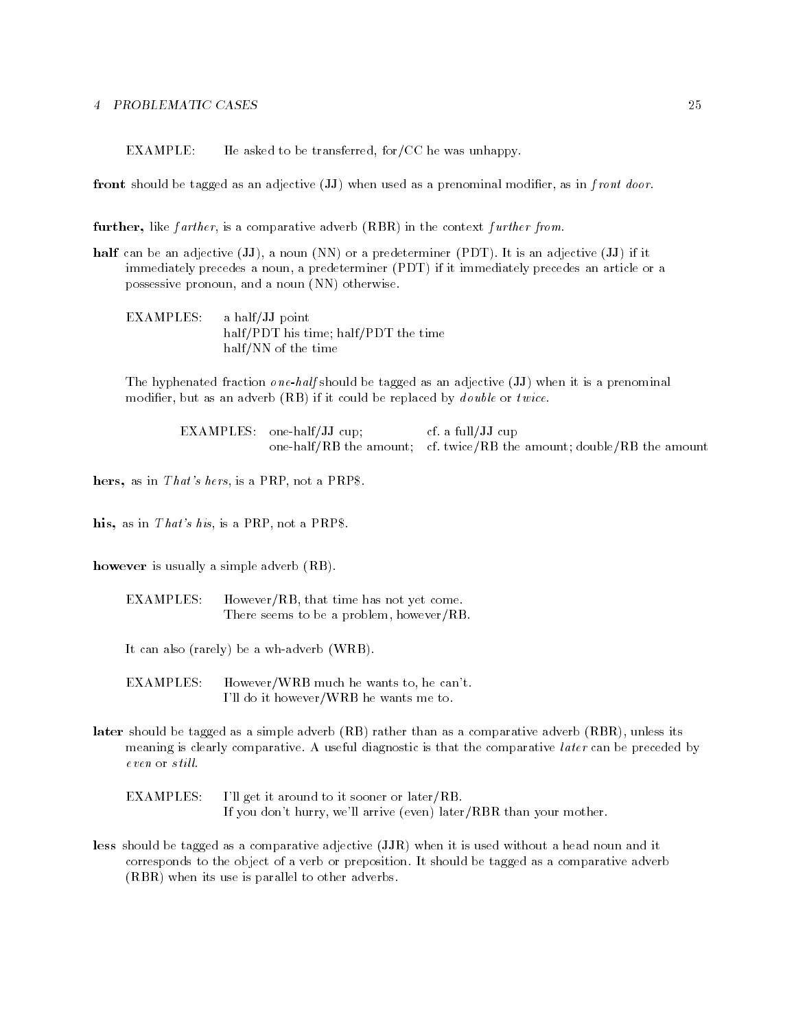EXAMPLE: He asked to be transferred, for/CC he was unhappy.

**front** should be tagged as an adjective (JJ) when used as a prenominal modifier, as in *front door*.

**further,** like *farther*, is a comparative adverb (RBR) in the context *further from*.

**half** can be an adjective (JJ), a noun (NN) or a predeterminer (PDT). It is an adjective (JJ) if it immediately precedes a noun, a predeterminer (PDT) if it immediately precedes an article or a possessive pronoun, and a noun (NN) otherwise.

EXAMPLES: a half/JJ point
half/PDT his time; half/PDT the time
half/NN of the time

The hyphenated fraction *one-half* should be tagged as an adjective (JJ) when it is a prenominal modifier, but as an adverb (RB) if it could be replaced by *double* or *twice*.

EXAMPLES: one-half/JJ cup; cf. a full/JJ cup
one-half/RB the amount; cf. twice/RB the amount; double/RB the amount

**hers,** as in *That's hers*, is a PRP, not a PRP$.

**his,** as in *That's his*, is a PRP, not a PRP$.

**however** is usually a simple adverb (RB).

EXAMPLES: However/RB, that time has not yet come.
There seems to be a problem, however/RB.

It can also (rarely) be a wh-adverb (WRB).

EXAMPLES: However/WRB much he wants to, he can't.
I'll do it however/WRB he wants me to.

**later** should be tagged as a simple adverb (RB) rather than as a comparative adverb (RBR), unless its meaning is clearly comparative. A useful diagnostic is that the comparative *later* can be preceded by *even* or *still*.

EXAMPLES: I'll get it around to it sooner or later/RB.
If you don't hurry, we'll arrive (even) later/RBR than your mother.

**less** should be tagged as a comparative adjective (JJR) when it is used without a head noun and it corresponds to the object of a verb or preposition. It should be tagged as a comparative adverb (RBR) when its use is parallel to other adverbs.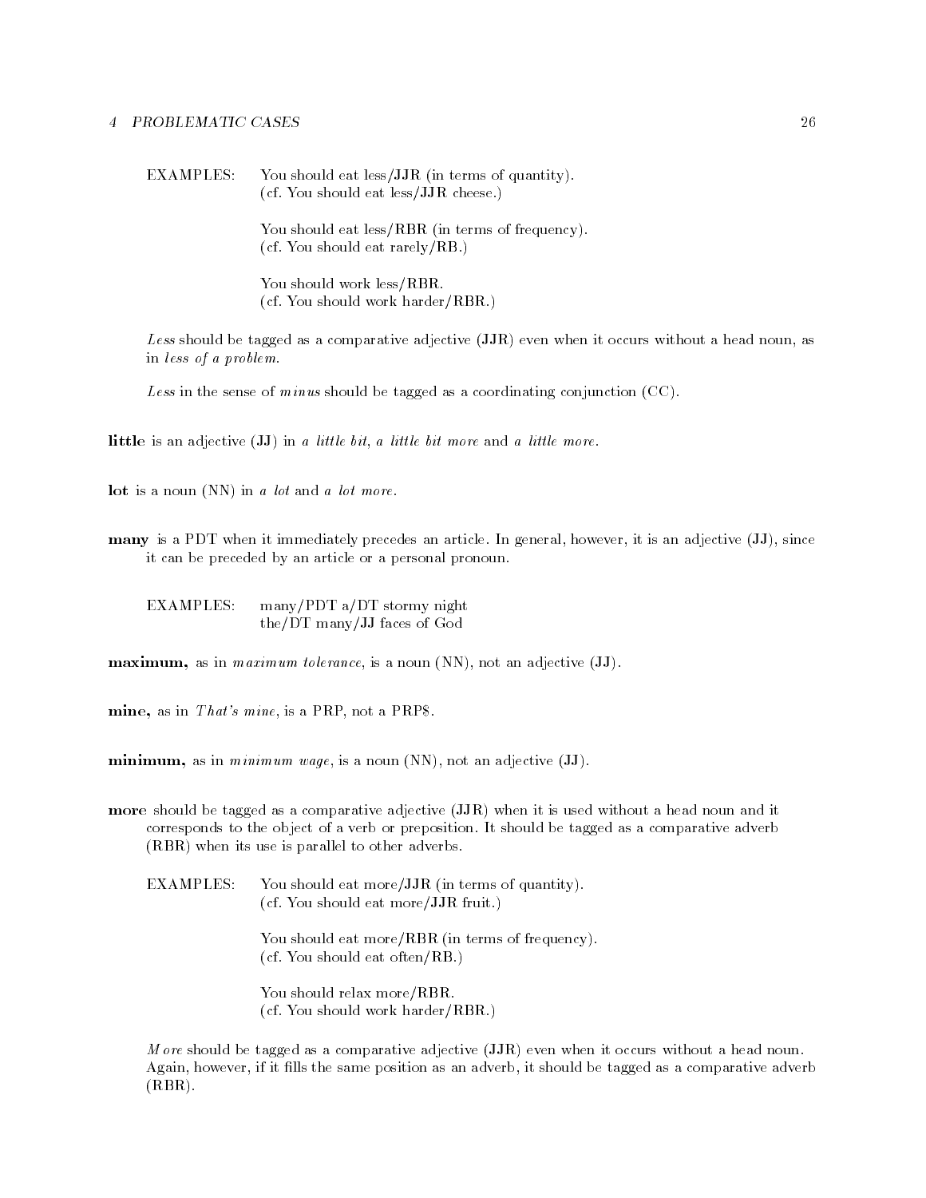EXAMPLES: You should eat less/**JJR** (in terms of quantity).
(cf. You should eat less/**JJR** cheese.)

You should eat less/**RBR** (in terms of frequency).
(cf. You should eat rarely/**RB**.)

You should work less/**RBR**.
(cf. You should work harder/**RBR**.)

*Less* should be tagged as a comparative adjective (**JJR**) even when it occurs without a head noun, as in *less of a problem*.

*Less* in the sense of *minus* should be tagged as a coordinating conjunction (**CC**).

**little** is an adjective (**JJ**) in *a little bit*, *a little bit more* and *a little more*.

**lot** is a noun (**NN**) in *a lot* and *a lot more*.

**many** is a **PDT** when it immediately precedes an article. In general, however, it is an adjective (**JJ**), since it can be preceded by an article or a personal pronoun.

EXAMPLES: many/**PDT** a/**DT** stormy night
the/**DT** many/**JJ** faces of God

**maximum,** as in *maximum tolerance*, is a noun (**NN**), not an adjective (**JJ**).

**mine,** as in *That's mine*, is a **PRP**, not a **PRP$**.

**minimum,** as in *minimum wage*, is a noun (**NN**), not an adjective (**JJ**).

**more** should be tagged as a comparative adjective (**JJR**) when it is used without a head noun and it corresponds to the object of a verb or preposition. It should be tagged as a comparative adverb (**RBR**) when its use is parallel to other adverbs.

EXAMPLES: You should eat more/**JJR** (in terms of quantity).
(cf. You should eat more/**JJR** fruit.)

You should eat more/**RBR** (in terms of frequency).
(cf. You should eat often/**RB**.)

You should relax more/**RBR**.
(cf. You should work harder/**RBR**.)

*More* should be tagged as a comparative adjective (**JJR**) even when it occurs without a head noun. Again, however, if it fills the same position as an adverb, it should be tagged as a comparative adverb (**RBR**).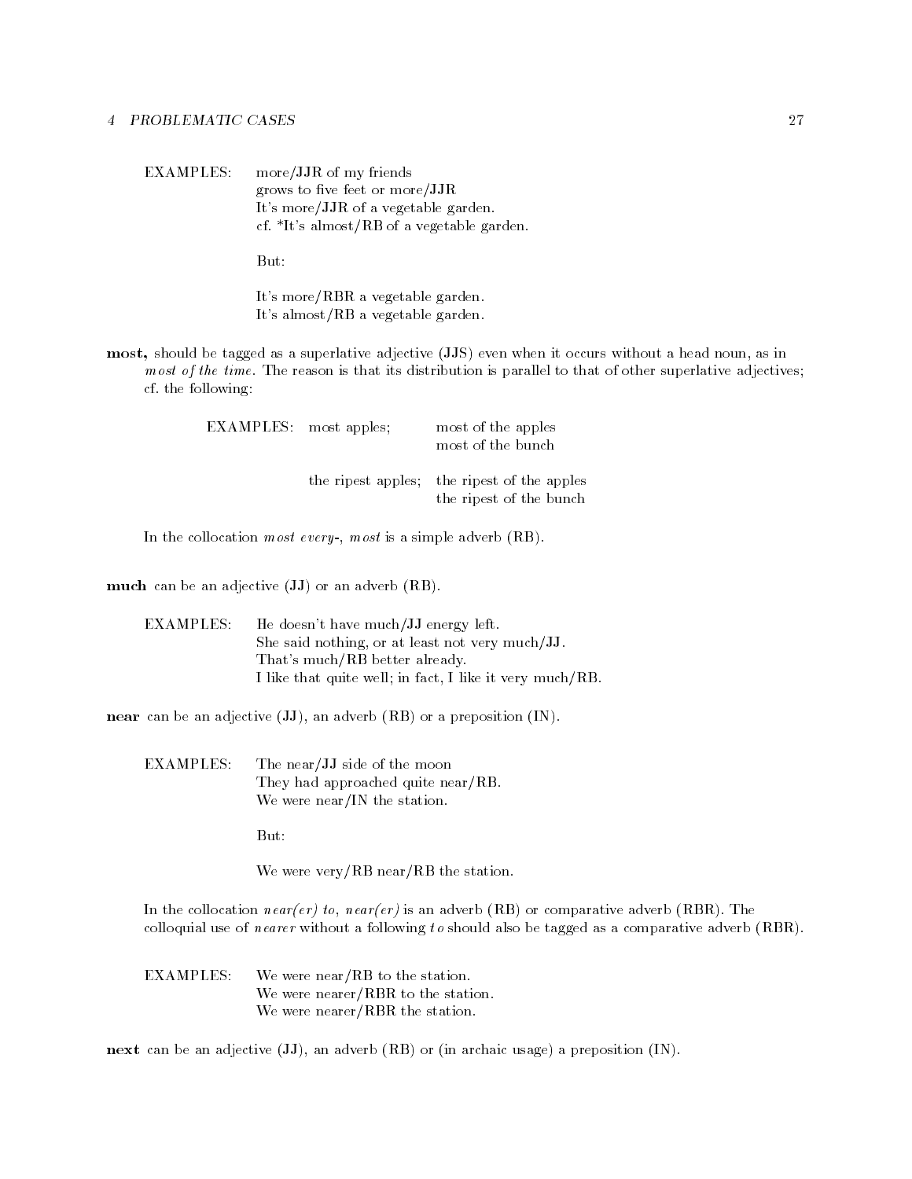EXAMPLES: more/JJR of my friends
grows to five feet or more/JJR
It's more/JJR of a vegetable garden.
cf. *It's almost/RB of a vegetable garden.

But:

It's more/RBR a vegetable garden.
It's almost/RB a vegetable garden.

**most,** should be tagged as a superlative adjective (JJS) even when it occurs without a head noun, as in *most of the time*. The reason is that its distribution is parallel to that of other superlative adjectives; cf. the following:

| EXAMPLES: | most apples; | most of the apples<br>most of the bunch |
|---|---|---|
| | the ripest apples; | the ripest of the apples<br>the ripest of the bunch |

In the collocation *most every-*, *most* is a simple adverb (RB).

**much** can be an adjective (JJ) or an adverb (RB).

EXAMPLES: He doesn't have much/JJ energy left.
She said nothing, or at least not very much/JJ.
That's much/RB better already.
I like that quite well; in fact, I like it very much/RB.

**near** can be an adjective (JJ), an adverb (RB) or a preposition (IN).

EXAMPLES: The near/JJ side of the moon
They had approached quite near/RB.
We were near/IN the station.

But:

We were very/RB near/RB the station.

In the collocation *near(er) to*, *near(er)* is an adverb (RB) or comparative adverb (RBR). The colloquial use of *nearer* without a following *to* should also be tagged as a comparative adverb (RBR).

EXAMPLES: We were near/RB to the station.
We were nearer/RBR to the station.
We were nearer/RBR the station.

**next** can be an adjective (JJ), an adverb (RB) or (in archaic usage) a preposition (IN).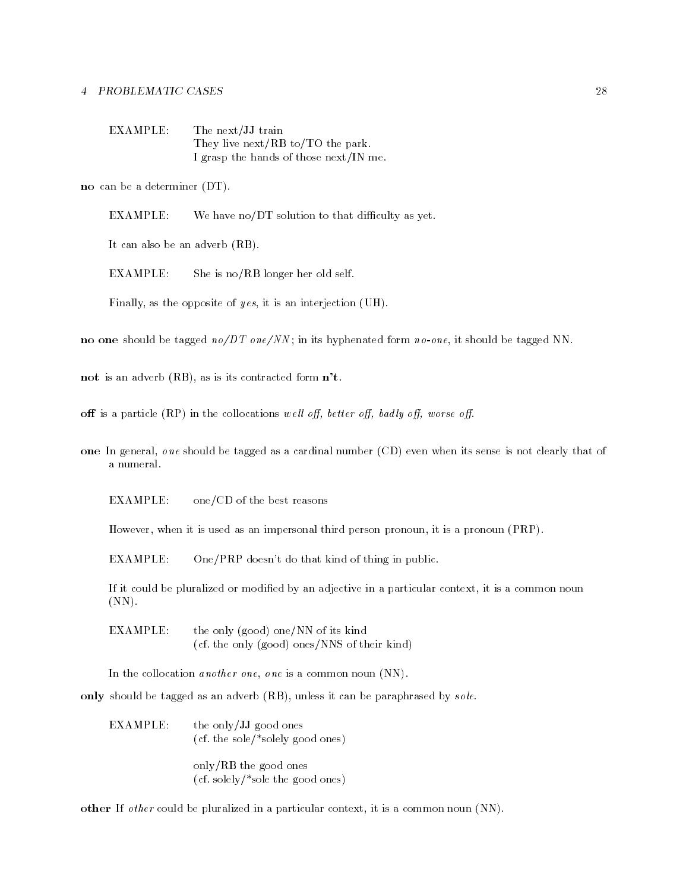EXAMPLE: The next/JJ train
They live next/RB to/TO the park.
I grasp the hands of those next/IN me.

**no** can be a determiner (DT).

EXAMPLE: We have no/DT solution to that difficulty as yet.

It can also be an adverb (RB).

EXAMPLE: She is no/RB longer her old self.

Finally, as the opposite of *yes*, it is an interjection (UH).

**no one** should be tagged *no/DT one/NN*; in its hyphenated form *no-one*, it should be tagged NN.

**not** is an adverb (RB), as is its contracted form **n't**.

**off** is a particle (RP) in the collocations *well off, better off, badly off, worse off*.

**one** In general, *one* should be tagged as a cardinal number (CD) even when its sense is not clearly that of a numeral.

EXAMPLE: one/CD of the best reasons

However, when it is used as an impersonal third person pronoun, it is a pronoun (PRP).

EXAMPLE: One/PRP doesn't do that kind of thing in public.

If it could be pluralized or modified by an adjective in a particular context, it is a common noun (NN).

EXAMPLE: the only (good) one/NN of its kind
(cf. the only (good) ones/NNS of their kind)

In the collocation *another one*, *one* is a common noun (NN).

**only** should be tagged as an adverb (RB), unless it can be paraphrased by *sole*.

EXAMPLE: the only/JJ good ones
(cf. the sole/*solely good ones)

only/RB the good ones
(cf. solely/*sole the good ones)

**other** If *other* could be pluralized in a particular context, it is a common noun (NN).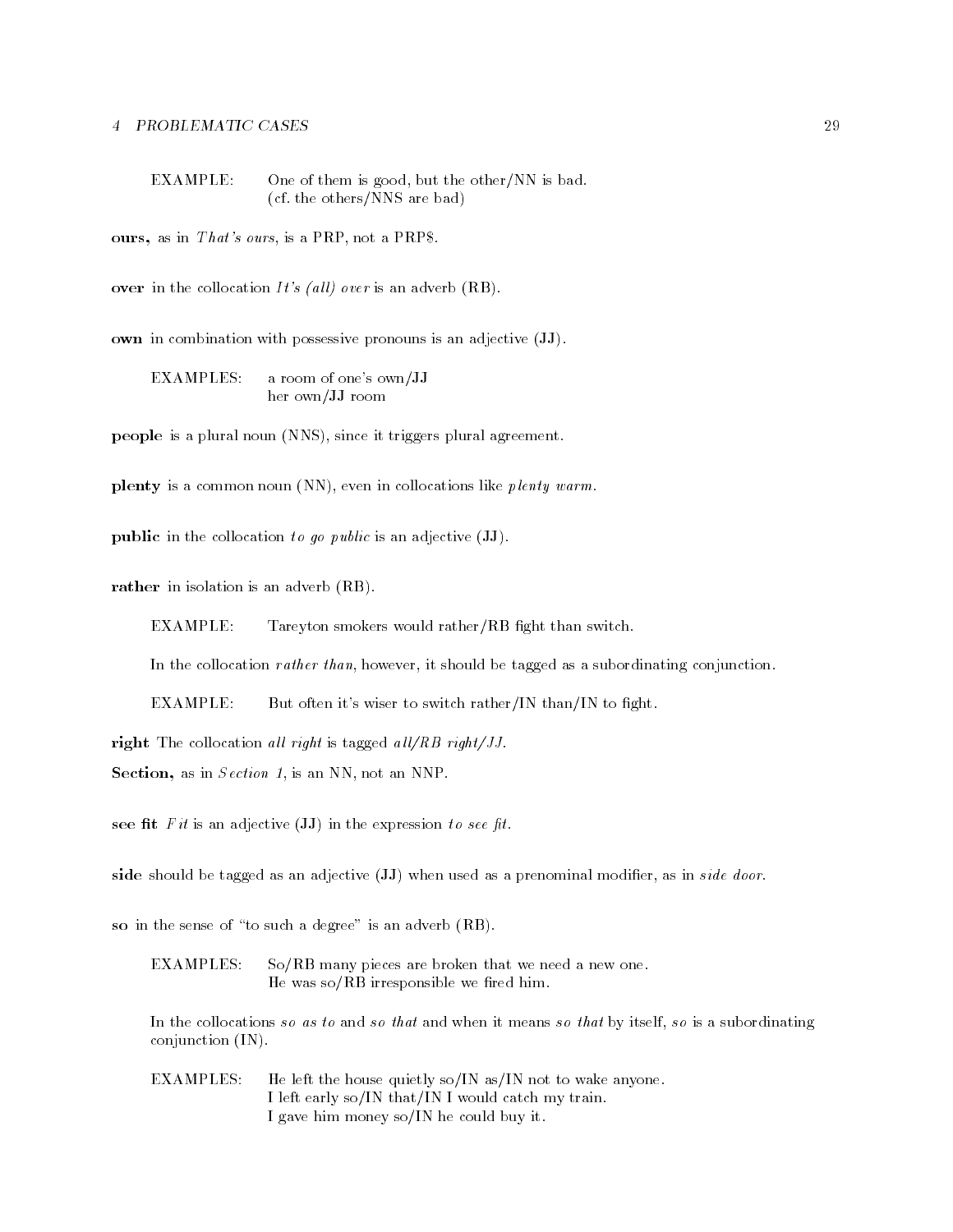EXAMPLE: One of them is good, but the other/NN is bad.
(cf. the others/NNS are bad)

**ours,** as in *That's ours*, is a PRP, not a PRP$.

**over** in the collocation *It's (all) over* is an adverb (RB).

**own** in combination with possessive pronouns is an adjective (JJ).

EXAMPLES: a room of one's own/**JJ**
her own/**JJ** room

**people** is a plural noun (NNS), since it triggers plural agreement.

**plenty** is a common noun (NN), even in collocations like *plenty warm*.

**public** in the collocation *to go public* is an adjective (JJ).

**rather** in isolation is an adverb (RB).

EXAMPLE: Tareyton smokers would rather/RB fight than switch.

In the collocation *rather than*, however, it should be tagged as a subordinating conjunction.

EXAMPLE: But often it's wiser to switch rather/IN than/IN to fight.

**right** The collocation *all right* is tagged *all/RB right/JJ*.

**Section,** as in *Section 1*, is an NN, not an NNP.

**see fit** *Fit* is an adjective (JJ) in the expression *to see fit*.

**side** should be tagged as an adjective (JJ) when used as a prenominal modifier, as in *side door*.

**so** in the sense of "to such a degree" is an adverb (RB).

EXAMPLES: So/RB many pieces are broken that we need a new one.
He was so/RB irresponsible we fired him.

In the collocations *so as to* and *so that* and when it means *so that* by itself, *so* is a subordinating conjunction (IN).

EXAMPLES: He left the house quietly so/IN as/IN not to wake anyone.
I left early so/IN that/IN I would catch my train.
I gave him money so/IN he could buy it.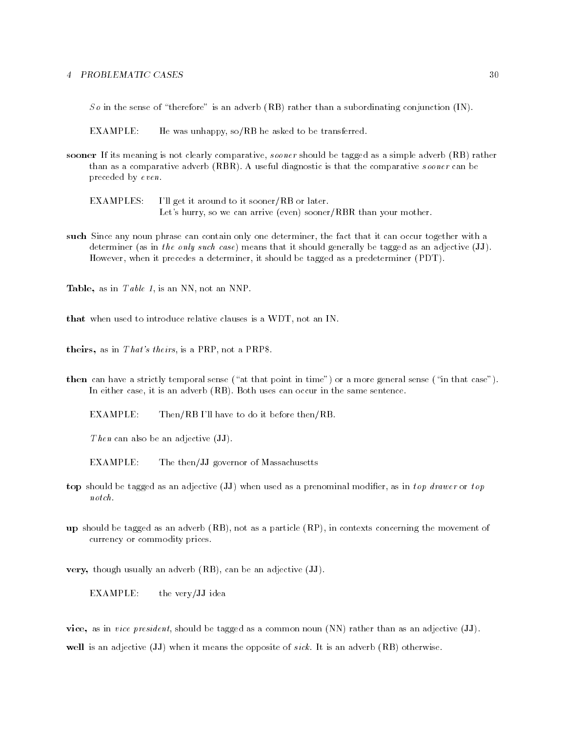*So* in the sense of "therefore" is an adverb (RB) rather than a subordinating conjunction (IN).

EXAMPLE: He was unhappy, so/RB he asked to be transferred.

**sooner** If its meaning is not clearly comparative, *sooner* should be tagged as a simple adverb (RB) rather than as a comparative adverb (RBR). A useful diagnostic is that the comparative *sooner* can be preceded by *even*.

EXAMPLES: I'll get it around to it sooner/RB or later.
Let's hurry, so we can arrive (even) sooner/RBR than your mother.

**such** Since any noun phrase can contain only one determiner, the fact that it can occur together with a determiner (as in *the only such case*) means that it should generally be tagged as an adjective (JJ). However, when it precedes a determiner, it should be tagged as a predeterminer (PDT).

**Table,** as in *Table 1*, is an NN, not an NNP.

**that** when used to introduce relative clauses is a WDT, not an IN.

**theirs,** as in *That's theirs*, is a PRP, not a PRP$.

**then** can have a strictly temporal sense ("at that point in time") or a more general sense ("in that case"). In either case, it is an adverb (RB). Both uses can occur in the same sentence.

EXAMPLE: Then/RB I'll have to do it before then/RB.

*Then* can also be an adjective (JJ).

EXAMPLE: The then/JJ governor of Massachusetts

**top** should be tagged as an adjective (JJ) when used as a prenominal modifier, as in *top drawer* or *top notch*.

**up** should be tagged as an adverb (RB), not as a particle (RP), in contexts concerning the movement of currency or commodity prices.

**very,** though usually an adverb (RB), can be an adjective (JJ).

EXAMPLE: the very/JJ idea

**vice,** as in *vice president*, should be tagged as a common noun (NN) rather than as an adjective (JJ).

**well** is an adjective (JJ) when it means the opposite of *sick*. It is an adverb (RB) otherwise.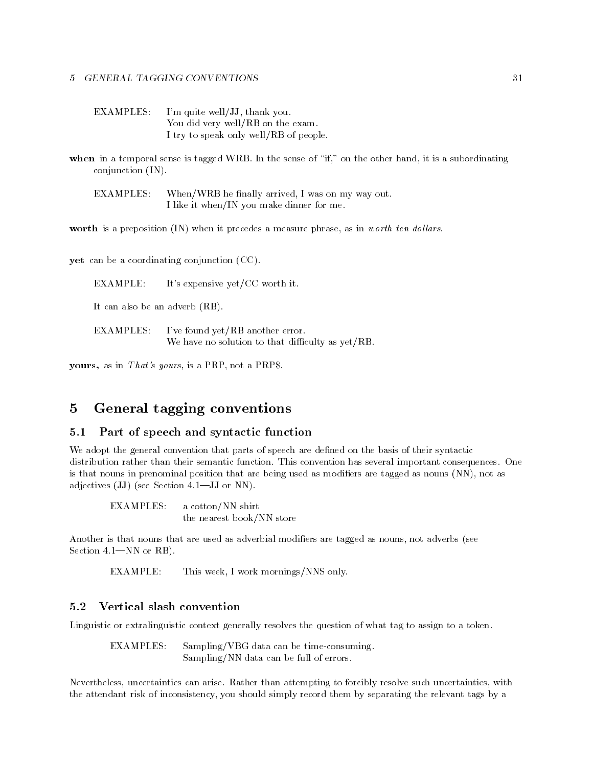EXAMPLES: I'm quite well/JJ, thank you.
You did very well/RB on the exam.
I try to speak only well/RB of people.

**when** in a temporal sense is tagged WRB. In the sense of "if," on the other hand, it is a subordinating conjunction (IN).

EXAMPLES: When/WRB he finally arrived, I was on my way out.
I like it when/IN you make dinner for me.

**worth** is a preposition (IN) when it precedes a measure phrase, as in *worth ten dollars*.

**yet** can be a coordinating conjunction (CC).

EXAMPLE: It's expensive yet/CC worth it.

It can also be an adverb (RB).

EXAMPLES: I've found yet/RB another error.
We have no solution to that difficulty as yet/RB.

**yours,** as in *That's yours*, is a PRP, not a PRP$.

# 5 General tagging conventions

## 5.1 Part of speech and syntactic function

We adopt the general convention that parts of speech are defined on the basis of their syntactic distribution rather than their semantic function. This convention has several important consequences. One is that nouns in prenominal position that are being used as modifiers are tagged as nouns (NN), not as adjectives (JJ) (see Section 4.1—JJ or NN).

EXAMPLES: a cotton/NN shirt
the nearest book/NN store

Another is that nouns that are used as adverbial modifiers are tagged as nouns, not adverbs (see Section 4.1—NN or RB).

EXAMPLE: This week, I work mornings/NNS only.

## 5.2 Vertical slash convention

Linguistic or extralinguistic context generally resolves the question of what tag to assign to a token.

EXAMPLES: Sampling/VBG data can be time-consuming.
Sampling/NN data can be full of errors.

Nevertheless, uncertainties can arise. Rather than attempting to forcibly resolve such uncertainties, with the attendant risk of inconsistency, you should simply record them by separating the relevant tags by a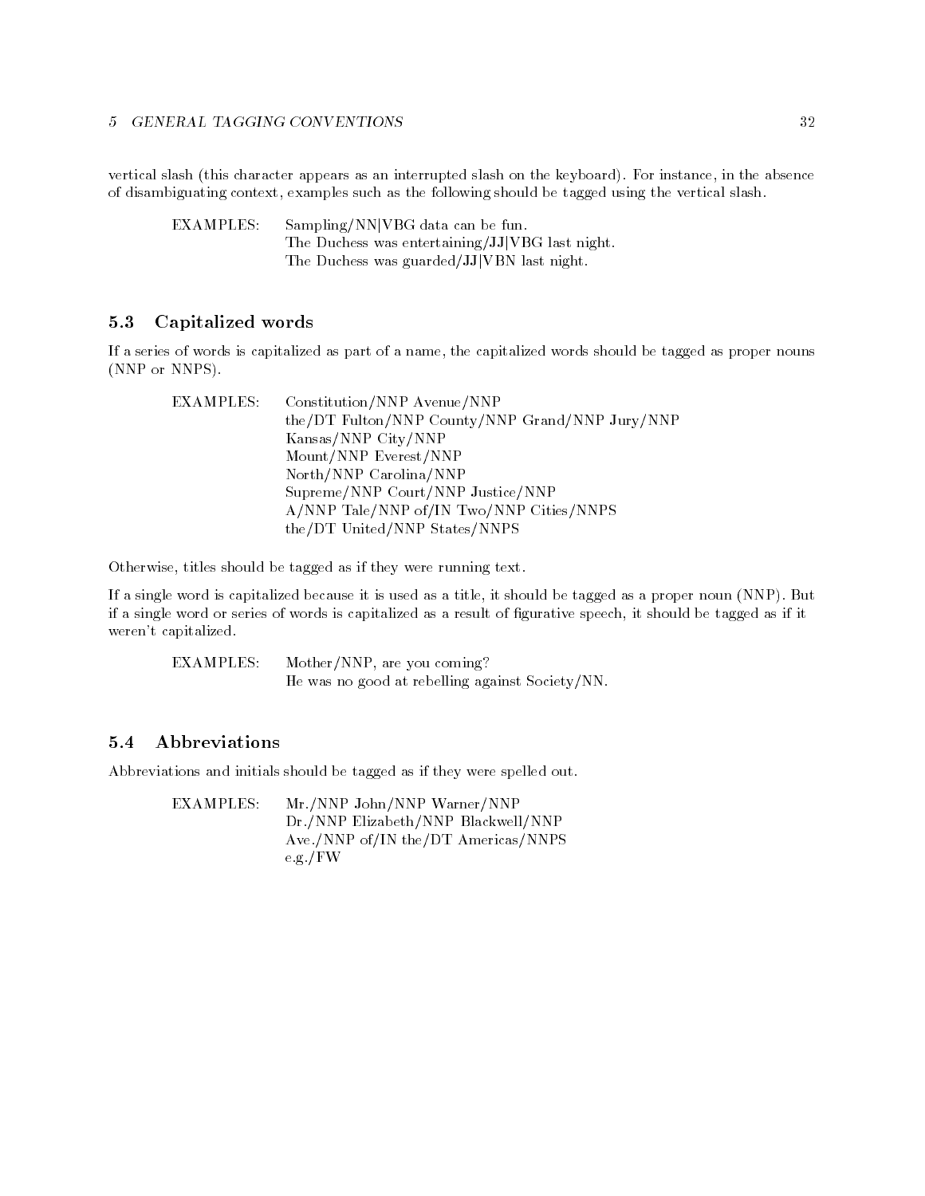vertical slash (this character appears as an interrupted slash on the keyboard). For instance, in the absence of disambiguating context, examples such as the following should be tagged using the vertical slash.

EXAMPLES: Sampling/NN|VBG data can be fun.
The Duchess was entertaining/JJ|VBG last night.
The Duchess was guarded/JJ|VBN last night.

## 5.3 Capitalized words

If a series of words is capitalized as part of a name, the capitalized words should be tagged as proper nouns (NNP or NNPS).

EXAMPLES: Constitution/NNP Avenue/NNP
the/DT Fulton/NNP County/NNP Grand/NNP Jury/NNP
Kansas/NNP City/NNP
Mount/NNP Everest/NNP
North/NNP Carolina/NNP
Supreme/NNP Court/NNP Justice/NNP
A/NNP Tale/NNP of/IN Two/NNP Cities/NNPS
the/DT United/NNP States/NNPS

Otherwise, titles should be tagged as if they were running text.

If a single word is capitalized because it is used as a title, it should be tagged as a proper noun (NNP). But if a single word or series of words is capitalized as a result of figurative speech, it should be tagged as if it weren't capitalized.

EXAMPLES: Mother/NNP, are you coming?
He was no good at rebelling against Society/NN.

## 5.4 Abbreviations

Abbreviations and initials should be tagged as if they were spelled out.

EXAMPLES: Mr./NNP John/NNP Warner/NNP
Dr./NNP Elizabeth/NNP Blackwell/NNP
Ave./NNP of/IN the/DT Americas/NNPS
e.g./FW